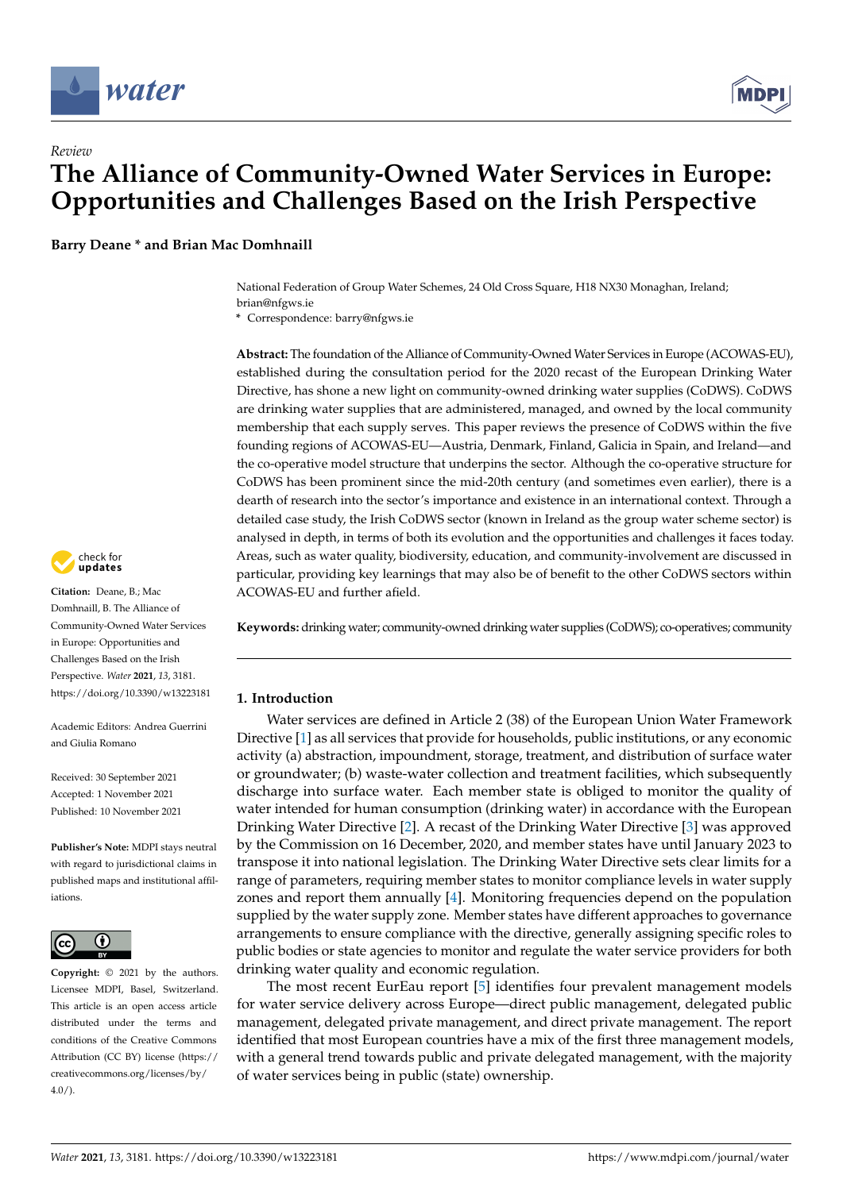*Review*

# The Alliance of Community-Owned Water Services in Europe: Opportunities and Challenges Based on the Irish Perspective

**Barry Deane * and Brian Mac Domhnaill**

National Federation of Group Water Schemes, 24 Old Cross Square, H18 NX30 Monaghan, Ireland; brian@nfgws.ie
* Correspondence: barry@nfgws.ie

**Abstract:** The foundation of the Alliance of Community-Owned Water Services in Europe (ACOWAS-EU), established during the consultation period for the 2020 recast of the European Drinking Water Directive, has shone a new light on community-owned drinking water supplies (CoDWS). CoDWS are drinking water supplies that are administered, managed, and owned by the local community membership that each supply serves. This paper reviews the presence of CoDWS within the five founding regions of ACOWAS-EU—Austria, Denmark, Finland, Galicia in Spain, and Ireland—and the co-operative model structure that underpins the sector. Although the co-operative structure for CoDWS has been prominent since the mid-20th century (and sometimes even earlier), there is a dearth of research into the sector's importance and existence in an international context. Through a detailed case study, the Irish CoDWS sector (known in Ireland as the group water scheme sector) is analysed in depth, in terms of both its evolution and the opportunities and challenges it faces today. Areas, such as water quality, biodiversity, education, and community-involvement are discussed in particular, providing key learnings that may also be of benefit to the other CoDWS sectors within ACOWAS-EU and further afield.

**Keywords:** drinking water; community-owned drinking water supplies (CoDWS); co-operatives; community

**Citation:** Deane, B.; Mac Domhnaill, B. The Alliance of Community-Owned Water Services in Europe: Opportunities and Challenges Based on the Irish Perspective. *Water* **2021**, *13*, 3181. https://doi.org/10.3390/w13223181

Academic Editors: Andrea Guerrini and Giulia Romano

Received: 30 September 2021
Accepted: 1 November 2021
Published: 10 November 2021

**Publisher's Note:** MDPI stays neutral with regard to jurisdictional claims in published maps and institutional affiliations.

**Copyright:** © 2021 by the authors. Licensee MDPI, Basel, Switzerland. This article is an open access article distributed under the terms and conditions of the Creative Commons Attribution (CC BY) license (https://creativecommons.org/licenses/by/4.0/).

## 1. Introduction

Water services are defined in Article 2 (38) of the European Union Water Framework Directive [1] as all services that provide for households, public institutions, or any economic activity (a) abstraction, impoundment, storage, treatment, and distribution of surface water or groundwater; (b) waste-water collection and treatment facilities, which subsequently discharge into surface water. Each member state is obliged to monitor the quality of water intended for human consumption (drinking water) in accordance with the European Drinking Water Directive [2]. A recast of the Drinking Water Directive [3] was approved by the Commission on 16 December, 2020, and member states have until January 2023 to transpose it into national legislation. The Drinking Water Directive sets clear limits for a range of parameters, requiring member states to monitor compliance levels in water supply zones and report them annually [4]. Monitoring frequencies depend on the population supplied by the water supply zone. Member states have different approaches to governance arrangements to ensure compliance with the directive, generally assigning specific roles to public bodies or state agencies to monitor and regulate the water service providers for both drinking water quality and economic regulation.

The most recent EurEau report [5] identifies four prevalent management models for water service delivery across Europe—direct public management, delegated public management, delegated private management, and direct private management. The report identified that most European countries have a mix of the first three management models, with a general trend towards public and private delegated management, with the majority of water services being in public (state) ownership.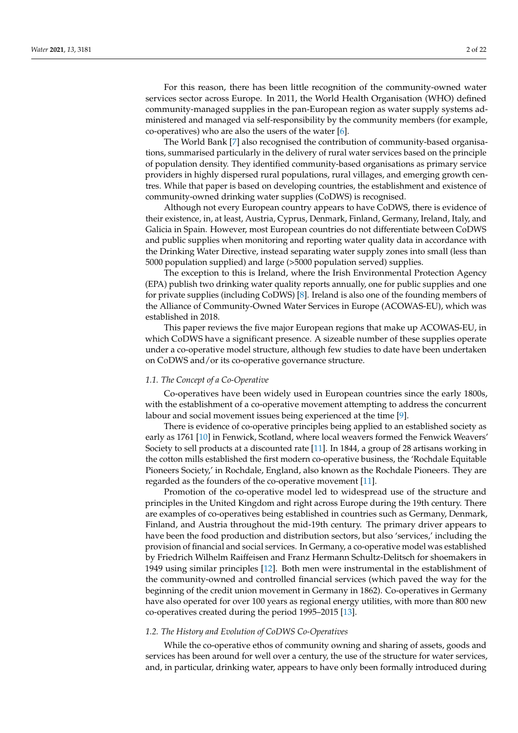For this reason, there has been little recognition of the community-owned water services sector across Europe. In 2011, the World Health Organisation (WHO) defined community-managed supplies in the pan-European region as water supply systems administered and managed via self-responsibility by the community members (for example, co-operatives) who are also the users of the water [6].

The World Bank [7] also recognised the contribution of community-based organisations, summarised particularly in the delivery of rural water services based on the principle of population density. They identified community-based organisations as primary service providers in highly dispersed rural populations, rural villages, and emerging growth centres. While that paper is based on developing countries, the establishment and existence of community-owned drinking water supplies (CoDWS) is recognised.

Although not every European country appears to have CoDWS, there is evidence of their existence, in, at least, Austria, Cyprus, Denmark, Finland, Germany, Ireland, Italy, and Galicia in Spain. However, most European countries do not differentiate between CoDWS and public supplies when monitoring and reporting water quality data in accordance with the Drinking Water Directive, instead separating water supply zones into small (less than 5000 population supplied) and large (>5000 population served) supplies.

The exception to this is Ireland, where the Irish Environmental Protection Agency (EPA) publish two drinking water quality reports annually, one for public supplies and one for private supplies (including CoDWS) [8]. Ireland is also one of the founding members of the Alliance of Community-Owned Water Services in Europe (ACOWAS-EU), which was established in 2018.

This paper reviews the five major European regions that make up ACOWAS-EU, in which CoDWS have a significant presence. A sizeable number of these supplies operate under a co-operative model structure, although few studies to date have been undertaken on CoDWS and/or its co-operative governance structure.

### *1.1. The Concept of a Co-Operative*

Co-operatives have been widely used in European countries since the early 1800s, with the establishment of a co-operative movement attempting to address the concurrent labour and social movement issues being experienced at the time [9].

There is evidence of co-operative principles being applied to an established society as early as 1761 [10] in Fenwick, Scotland, where local weavers formed the Fenwick Weavers' Society to sell products at a discounted rate [11]. In 1844, a group of 28 artisans working in the cotton mills established the first modern co-operative business, the 'Rochdale Equitable Pioneers Society,' in Rochdale, England, also known as the Rochdale Pioneers. They are regarded as the founders of the co-operative movement [11].

Promotion of the co-operative model led to widespread use of the structure and principles in the United Kingdom and right across Europe during the 19th century. There are examples of co-operatives being established in countries such as Germany, Denmark, Finland, and Austria throughout the mid-19th century. The primary driver appears to have been the food production and distribution sectors, but also 'services,' including the provision of financial and social services. In Germany, a co-operative model was established by Friedrich Wilhelm Raiffeisen and Franz Hermann Schultz-Delitsch for shoemakers in 1949 using similar principles [12]. Both men were instrumental in the establishment of the community-owned and controlled financial services (which paved the way for the beginning of the credit union movement in Germany in 1862). Co-operatives in Germany have also operated for over 100 years as regional energy utilities, with more than 800 new co-operatives created during the period 1995–2015 [13].

### *1.2. The History and Evolution of CoDWS Co-Operatives*

While the co-operative ethos of community owning and sharing of assets, goods and services has been around for well over a century, the use of the structure for water services, and, in particular, drinking water, appears to have only been formally introduced during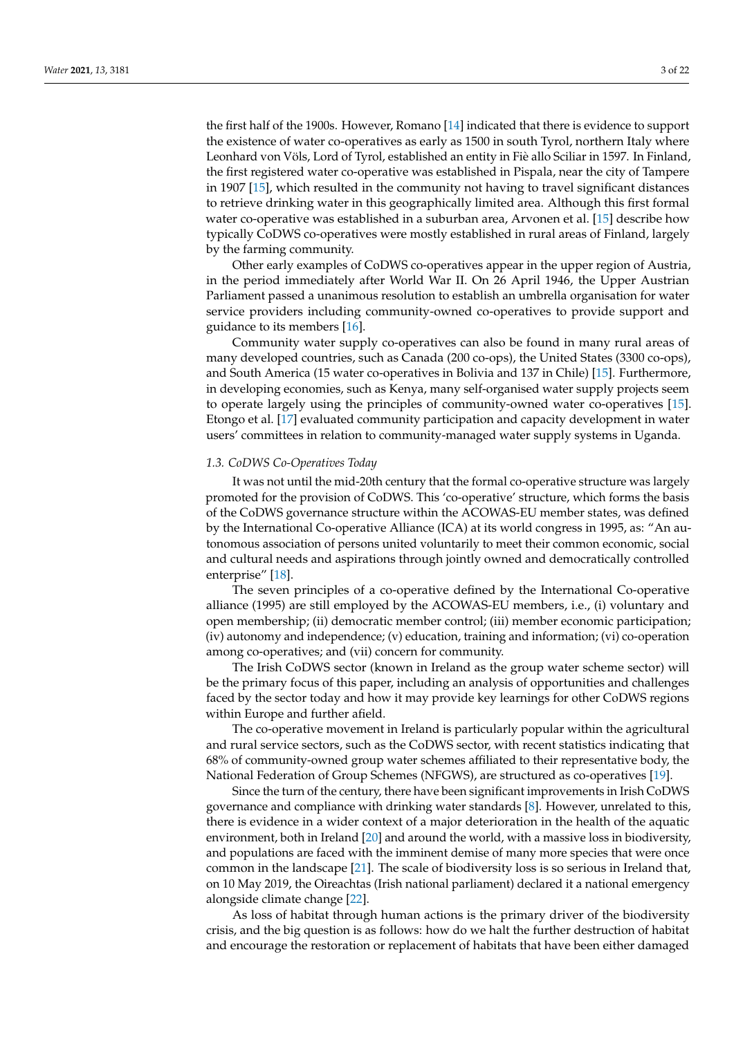the first half of the 1900s. However, Romano [14] indicated that there is evidence to support the existence of water co-operatives as early as 1500 in south Tyrol, northern Italy where Leonhard von Völs, Lord of Tyrol, established an entity in Fiè allo Sciliar in 1597. In Finland, the first registered water co-operative was established in Pispala, near the city of Tampere in 1907 [15], which resulted in the community not having to travel significant distances to retrieve drinking water in this geographically limited area. Although this first formal water co-operative was established in a suburban area, Arvonen et al. [15] describe how typically CoDWS co-operatives were mostly established in rural areas of Finland, largely by the farming community.

Other early examples of CoDWS co-operatives appear in the upper region of Austria, in the period immediately after World War II. On 26 April 1946, the Upper Austrian Parliament passed a unanimous resolution to establish an umbrella organisation for water service providers including community-owned co-operatives to provide support and guidance to its members [16].

Community water supply co-operatives can also be found in many rural areas of many developed countries, such as Canada (200 co-ops), the United States (3300 co-ops), and South America (15 water co-operatives in Bolivia and 137 in Chile) [15]. Furthermore, in developing economies, such as Kenya, many self-organised water supply projects seem to operate largely using the principles of community-owned water co-operatives [15]. Etongo et al. [17] evaluated community participation and capacity development in water users' committees in relation to community-managed water supply systems in Uganda.

### *1.3. CoDWS Co-Operatives Today*

It was not until the mid-20th century that the formal co-operative structure was largely promoted for the provision of CoDWS. This 'co-operative' structure, which forms the basis of the CoDWS governance structure within the ACOWAS-EU member states, was defined by the International Co-operative Alliance (ICA) at its world congress in 1995, as: "An autonomous association of persons united voluntarily to meet their common economic, social and cultural needs and aspirations through jointly owned and democratically controlled enterprise" [18].

The seven principles of a co-operative defined by the International Co-operative alliance (1995) are still employed by the ACOWAS-EU members, i.e., (i) voluntary and open membership; (ii) democratic member control; (iii) member economic participation; (iv) autonomy and independence; (v) education, training and information; (vi) co-operation among co-operatives; and (vii) concern for community.

The Irish CoDWS sector (known in Ireland as the group water scheme sector) will be the primary focus of this paper, including an analysis of opportunities and challenges faced by the sector today and how it may provide key learnings for other CoDWS regions within Europe and further afield.

The co-operative movement in Ireland is particularly popular within the agricultural and rural service sectors, such as the CoDWS sector, with recent statistics indicating that 68% of community-owned group water schemes affiliated to their representative body, the National Federation of Group Schemes (NFGWS), are structured as co-operatives [19].

Since the turn of the century, there have been significant improvements in Irish CoDWS governance and compliance with drinking water standards [8]. However, unrelated to this, there is evidence in a wider context of a major deterioration in the health of the aquatic environment, both in Ireland [20] and around the world, with a massive loss in biodiversity, and populations are faced with the imminent demise of many more species that were once common in the landscape [21]. The scale of biodiversity loss is so serious in Ireland that, on 10 May 2019, the Oireachtas (Irish national parliament) declared it a national emergency alongside climate change [22].

As loss of habitat through human actions is the primary driver of the biodiversity crisis, and the big question is as follows: how do we halt the further destruction of habitat and encourage the restoration or replacement of habitats that have been either damaged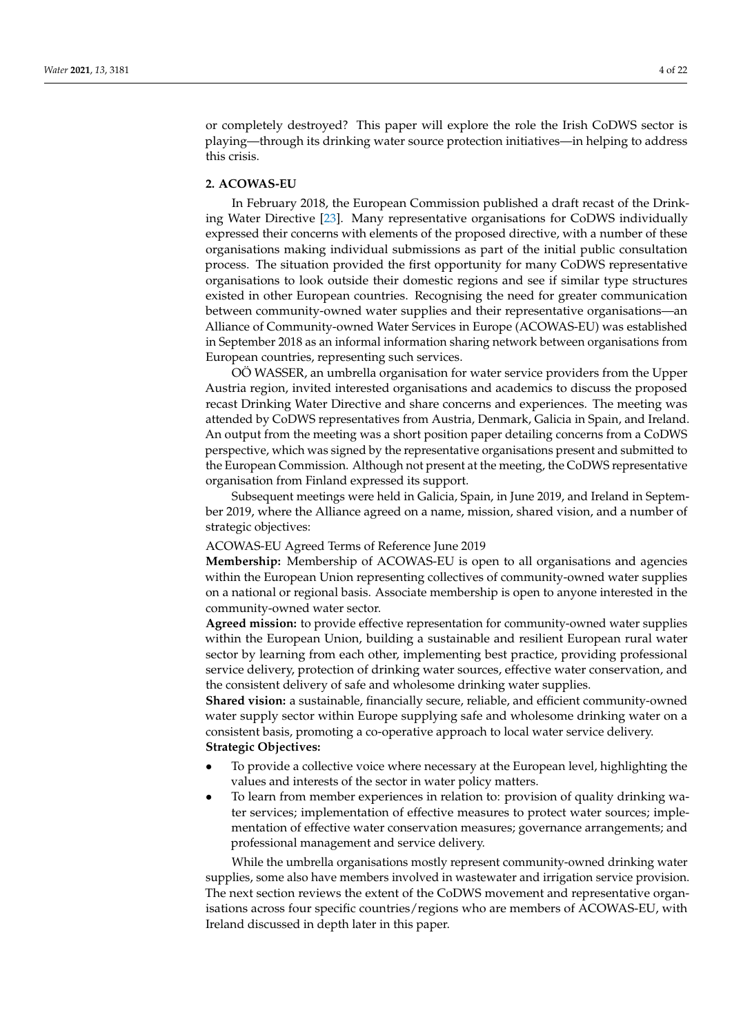or completely destroyed? This paper will explore the role the Irish CoDWS sector is playing—through its drinking water source protection initiatives—in helping to address this crisis.

## 2. ACOWAS-EU

In February 2018, the European Commission published a draft recast of the Drinking Water Directive [23]. Many representative organisations for CoDWS individually expressed their concerns with elements of the proposed directive, with a number of these organisations making individual submissions as part of the initial public consultation process. The situation provided the first opportunity for many CoDWS representative organisations to look outside their domestic regions and see if similar type structures existed in other European countries. Recognising the need for greater communication between community-owned water supplies and their representative organisations—an Alliance of Community-owned Water Services in Europe (ACOWAS-EU) was established in September 2018 as an informal information sharing network between organisations from European countries, representing such services.

OÖ WASSER, an umbrella organisation for water service providers from the Upper Austria region, invited interested organisations and academics to discuss the proposed recast Drinking Water Directive and share concerns and experiences. The meeting was attended by CoDWS representatives from Austria, Denmark, Galicia in Spain, and Ireland. An output from the meeting was a short position paper detailing concerns from a CoDWS perspective, which was signed by the representative organisations present and submitted to the European Commission. Although not present at the meeting, the CoDWS representative organisation from Finland expressed its support.

Subsequent meetings were held in Galicia, Spain, in June 2019, and Ireland in September 2019, where the Alliance agreed on a name, mission, shared vision, and a number of strategic objectives:

ACOWAS-EU Agreed Terms of Reference June 2019

**Membership:** Membership of ACOWAS-EU is open to all organisations and agencies within the European Union representing collectives of community-owned water supplies on a national or regional basis. Associate membership is open to anyone interested in the community-owned water sector.

**Agreed mission:** to provide effective representation for community-owned water supplies within the European Union, building a sustainable and resilient European rural water sector by learning from each other, implementing best practice, providing professional service delivery, protection of drinking water sources, effective water conservation, and the consistent delivery of safe and wholesome drinking water supplies.

**Shared vision:** a sustainable, financially secure, reliable, and efficient community-owned water supply sector within Europe supplying safe and wholesome drinking water on a consistent basis, promoting a co-operative approach to local water service delivery.

**Strategic Objectives:**

- To provide a collective voice where necessary at the European level, highlighting the values and interests of the sector in water policy matters.
- To learn from member experiences in relation to: provision of quality drinking water services; implementation of effective measures to protect water sources; implementation of effective water conservation measures; governance arrangements; and professional management and service delivery.

While the umbrella organisations mostly represent community-owned drinking water supplies, some also have members involved in wastewater and irrigation service provision. The next section reviews the extent of the CoDWS movement and representative organisations across four specific countries/regions who are members of ACOWAS-EU, with Ireland discussed in depth later in this paper.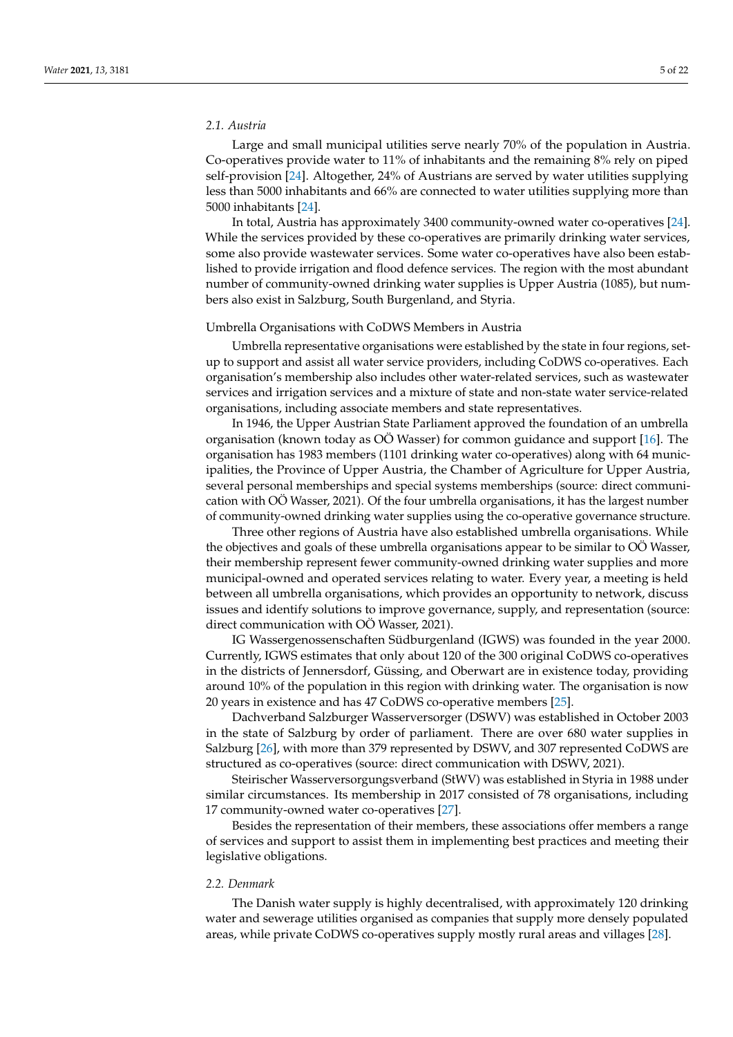### 2.1. Austria

Large and small municipal utilities serve nearly 70% of the population in Austria. Co-operatives provide water to 11% of inhabitants and the remaining 8% rely on piped self-provision [24]. Altogether, 24% of Austrians are served by water utilities supplying less than 5000 inhabitants and 66% are connected to water utilities supplying more than 5000 inhabitants [24].

In total, Austria has approximately 3400 community-owned water co-operatives [24]. While the services provided by these co-operatives are primarily drinking water services, some also provide wastewater services. Some water co-operatives have also been established to provide irrigation and flood defence services. The region with the most abundant number of community-owned drinking water supplies is Upper Austria (1085), but numbers also exist in Salzburg, South Burgenland, and Styria.

#### Umbrella Organisations with CoDWS Members in Austria

Umbrella representative organisations were established by the state in four regions, set-up to support and assist all water service providers, including CoDWS co-operatives. Each organisation's membership also includes other water-related services, such as wastewater services and irrigation services and a mixture of state and non-state water service-related organisations, including associate members and state representatives.

In 1946, the Upper Austrian State Parliament approved the foundation of an umbrella organisation (known today as OÖ Wasser) for common guidance and support [16]. The organisation has 1983 members (1101 drinking water co-operatives) along with 64 municipalities, the Province of Upper Austria, the Chamber of Agriculture for Upper Austria, several personal memberships and special systems memberships (source: direct communication with OÖ Wasser, 2021). Of the four umbrella organisations, it has the largest number of community-owned drinking water supplies using the co-operative governance structure.

Three other regions of Austria have also established umbrella organisations. While the objectives and goals of these umbrella organisations appear to be similar to OÖ Wasser, their membership represent fewer community-owned drinking water supplies and more municipal-owned and operated services relating to water. Every year, a meeting is held between all umbrella organisations, which provides an opportunity to network, discuss issues and identify solutions to improve governance, supply, and representation (source: direct communication with OÖ Wasser, 2021).

IG Wassergenossenschaften Südburgenland (IGWS) was founded in the year 2000. Currently, IGWS estimates that only about 120 of the 300 original CoDWS co-operatives in the districts of Jennersdorf, Güssing, and Oberwart are in existence today, providing around 10% of the population in this region with drinking water. The organisation is now 20 years in existence and has 47 CoDWS co-operative members [25].

Dachverband Salzburger Wasserversorger (DSWV) was established in October 2003 in the state of Salzburg by order of parliament. There are over 680 water supplies in Salzburg [26], with more than 379 represented by DSWV, and 307 represented CoDWS are structured as co-operatives (source: direct communication with DSWV, 2021).

Steirischer Wasserversorgungsverband (StWV) was established in Styria in 1988 under similar circumstances. Its membership in 2017 consisted of 78 organisations, including 17 community-owned water co-operatives [27].

Besides the representation of their members, these associations offer members a range of services and support to assist them in implementing best practices and meeting their legislative obligations.

### 2.2. Denmark

The Danish water supply is highly decentralised, with approximately 120 drinking water and sewerage utilities organised as companies that supply more densely populated areas, while private CoDWS co-operatives supply mostly rural areas and villages [28].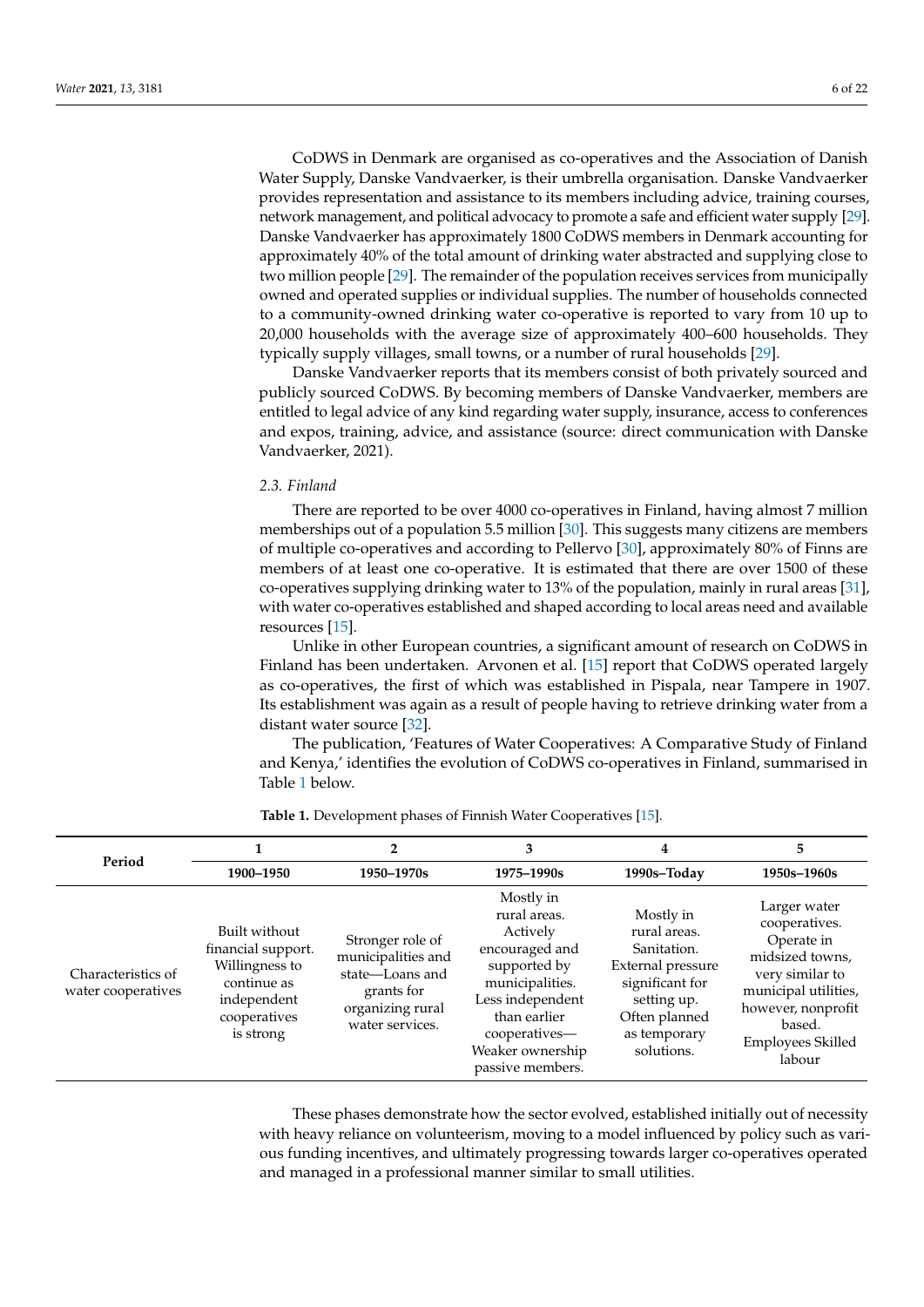CoDWS in Denmark are organised as co-operatives and the Association of Danish Water Supply, Danske Vandvaerker, is their umbrella organisation. Danske Vandvaerker provides representation and assistance to its members including advice, training courses, network management, and political advocacy to promote a safe and efficient water supply [29]. Danske Vandvaerker has approximately 1800 CoDWS members in Denmark accounting for approximately 40% of the total amount of drinking water abstracted and supplying close to two million people [29]. The remainder of the population receives services from municipally owned and operated supplies or individual supplies. The number of households connected to a community-owned drinking water co-operative is reported to vary from 10 up to 20,000 households with the average size of approximately 400–600 households. They typically supply villages, small towns, or a number of rural households [29].

Danske Vandvaerker reports that its members consist of both privately sourced and publicly sourced CoDWS. By becoming members of Danske Vandvaerker, members are entitled to legal advice of any kind regarding water supply, insurance, access to conferences and expos, training, advice, and assistance (source: direct communication with Danske Vandvaerker, 2021).

### 2.3. Finland

There are reported to be over 4000 co-operatives in Finland, having almost 7 million memberships out of a population 5.5 million [30]. This suggests many citizens are members of multiple co-operatives and according to Pellervo [30], approximately 80% of Finns are members of at least one co-operative. It is estimated that there are over 1500 of these co-operatives supplying drinking water to 13% of the population, mainly in rural areas [31], with water co-operatives established and shaped according to local areas need and available resources [15].

Unlike in other European countries, a significant amount of research on CoDWS in Finland has been undertaken. Arvonen et al. [15] report that CoDWS operated largely as co-operatives, the first of which was established in Pispala, near Tampere in 1907. Its establishment was again as a result of people having to retrieve drinking water from a distant water source [32].

The publication, 'Features of Water Cooperatives: A Comparative Study of Finland and Kenya,' identifies the evolution of CoDWS co-operatives in Finland, summarised in Table 1 below.

**Table 1.** Development phases of Finnish Water Cooperatives [15].

| Period | 1 | 2 | 3 | 4 | 5 |
|---|---|---|---|---|---|
| | **1900–1950** | **1950–1970s** | **1975–1990s** | **1990s–Today** | **1950s–1960s** |
| Characteristics of water cooperatives | Built without financial support. Willingness to continue as independent cooperatives is strong | Stronger role of municipalities and state—Loans and grants for organizing rural water services. | Mostly in rural areas. Actively encouraged and supported by municipalities. Less independent than earlier cooperatives—Weaker ownership passive members. | Mostly in rural areas. Sanitation. External pressure significant for setting up. Often planned as temporary solutions. | Larger water cooperatives. Operate in midsized towns, very similar to municipal utilities, however, nonprofit based. Employees Skilled labour |

These phases demonstrate how the sector evolved, established initially out of necessity with heavy reliance on volunteerism, moving to a model influenced by policy such as various funding incentives, and ultimately progressing towards larger co-operatives operated and managed in a professional manner similar to small utilities.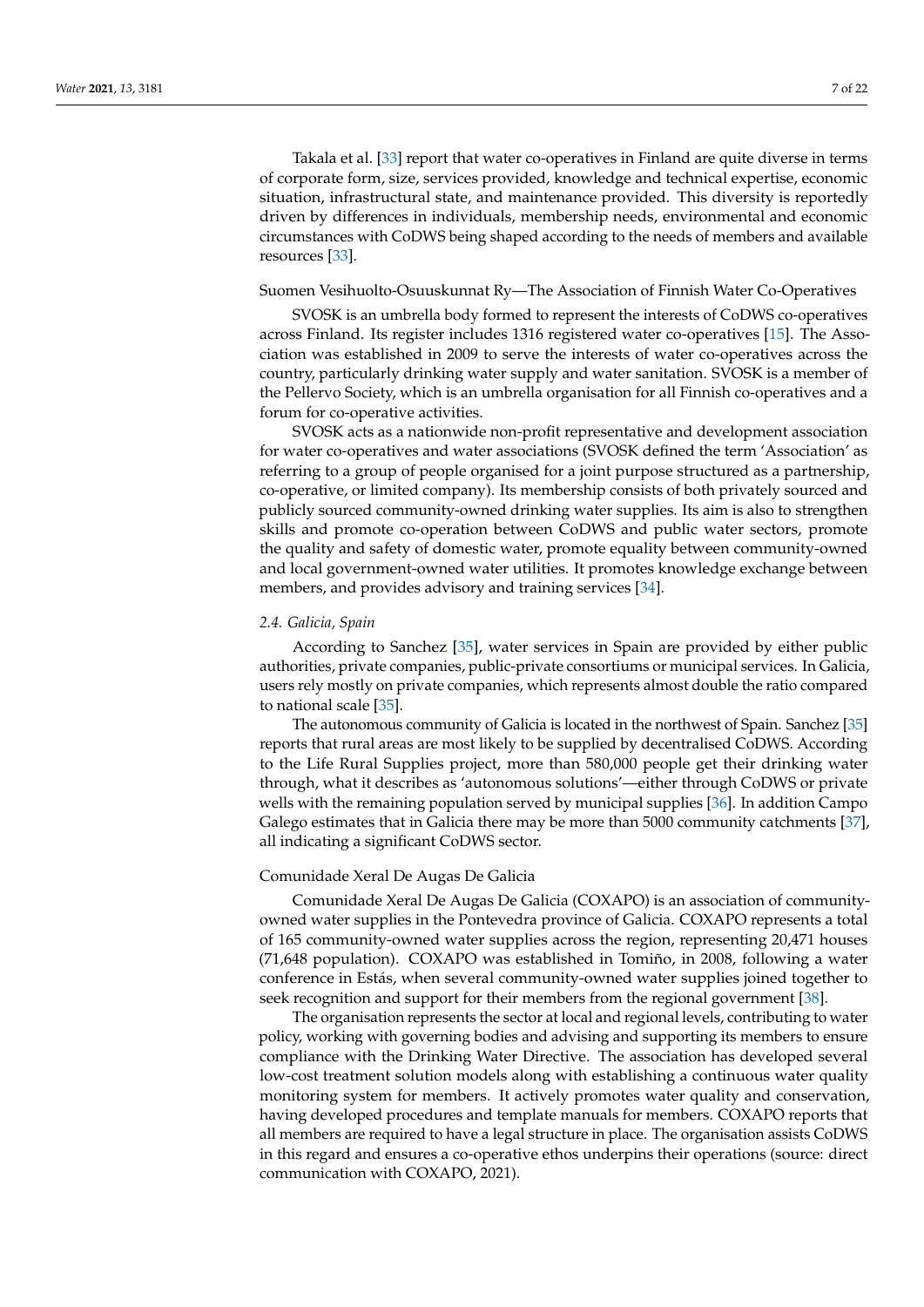Takala et al. [33] report that water co-operatives in Finland are quite diverse in terms of corporate form, size, services provided, knowledge and technical expertise, economic situation, infrastructural state, and maintenance provided. This diversity is reportedly driven by differences in individuals, membership needs, environmental and economic circumstances with CoDWS being shaped according to the needs of members and available resources [33].

#### Suomen Vesihuolto-Osuuskunnat Ry—The Association of Finnish Water Co-Operatives

SVOSK is an umbrella body formed to represent the interests of CoDWS co-operatives across Finland. Its register includes 1316 registered water co-operatives [15]. The Association was established in 2009 to serve the interests of water co-operatives across the country, particularly drinking water supply and water sanitation. SVOSK is a member of the Pellervo Society, which is an umbrella organisation for all Finnish co-operatives and a forum for co-operative activities.

SVOSK acts as a nationwide non-profit representative and development association for water co-operatives and water associations (SVOSK defined the term 'Association' as referring to a group of people organised for a joint purpose structured as a partnership, co-operative, or limited company). Its membership consists of both privately sourced and publicly sourced community-owned drinking water supplies. Its aim is also to strengthen skills and promote co-operation between CoDWS and public water sectors, promote the quality and safety of domestic water, promote equality between community-owned and local government-owned water utilities. It promotes knowledge exchange between members, and provides advisory and training services [34].

### *2.4. Galicia, Spain*

According to Sanchez [35], water services in Spain are provided by either public authorities, private companies, public-private consortiums or municipal services. In Galicia, users rely mostly on private companies, which represents almost double the ratio compared to national scale [35].

The autonomous community of Galicia is located in the northwest of Spain. Sanchez [35] reports that rural areas are most likely to be supplied by decentralised CoDWS. According to the Life Rural Supplies project, more than 580,000 people get their drinking water through, what it describes as 'autonomous solutions'—either through CoDWS or private wells with the remaining population served by municipal supplies [36]. In addition Campo Galego estimates that in Galicia there may be more than 5000 community catchments [37], all indicating a significant CoDWS sector.

#### Comunidade Xeral De Augas De Galicia

Comunidade Xeral De Augas De Galicia (COXAPO) is an association of community-owned water supplies in the Pontevedra province of Galicia. COXAPO represents a total of 165 community-owned water supplies across the region, representing 20,471 houses (71,648 population). COXAPO was established in Tomiño, in 2008, following a water conference in Estás, when several community-owned water supplies joined together to seek recognition and support for their members from the regional government [38].

The organisation represents the sector at local and regional levels, contributing to water policy, working with governing bodies and advising and supporting its members to ensure compliance with the Drinking Water Directive. The association has developed several low-cost treatment solution models along with establishing a continuous water quality monitoring system for members. It actively promotes water quality and conservation, having developed procedures and template manuals for members. COXAPO reports that all members are required to have a legal structure in place. The organisation assists CoDWS in this regard and ensures a co-operative ethos underpins their operations (source: direct communication with COXAPO, 2021).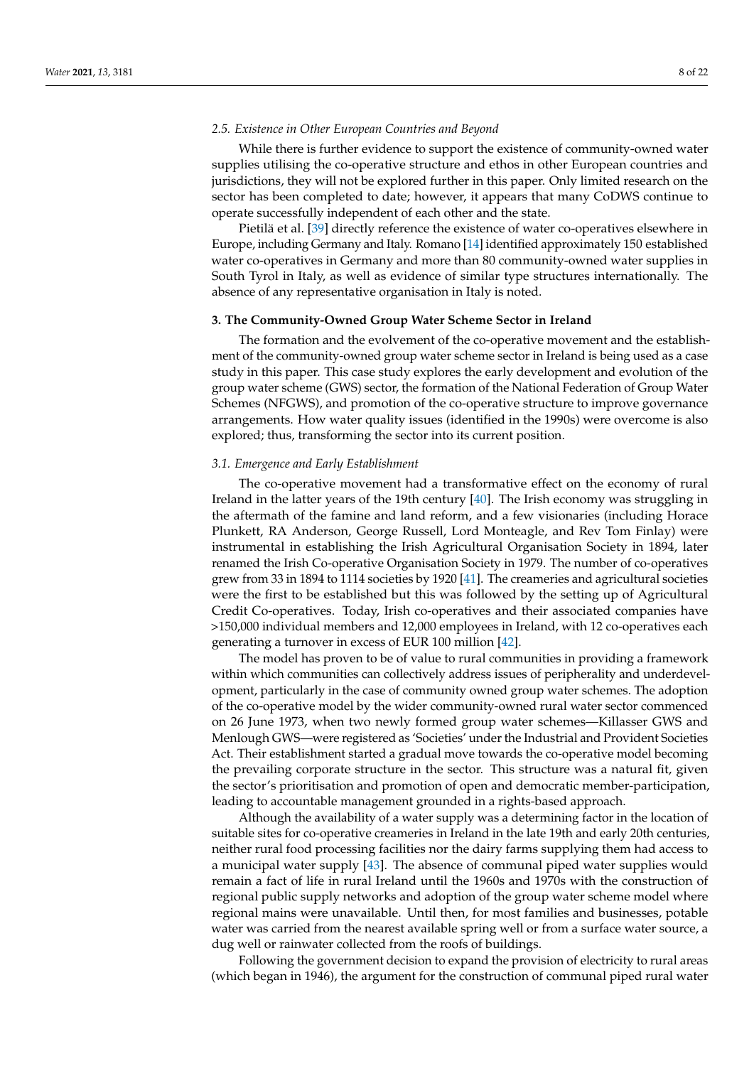### 2.5. Existence in Other European Countries and Beyond

While there is further evidence to support the existence of community-owned water supplies utilising the co-operative structure and ethos in other European countries and jurisdictions, they will not be explored further in this paper. Only limited research on the sector has been completed to date; however, it appears that many CoDWS continue to operate successfully independent of each other and the state.

Pietilä et al. [39] directly reference the existence of water co-operatives elsewhere in Europe, including Germany and Italy. Romano [14] identified approximately 150 established water co-operatives in Germany and more than 80 community-owned water supplies in South Tyrol in Italy, as well as evidence of similar type structures internationally. The absence of any representative organisation in Italy is noted.

## 3. The Community-Owned Group Water Scheme Sector in Ireland

The formation and the evolvement of the co-operative movement and the establishment of the community-owned group water scheme sector in Ireland is being used as a case study in this paper. This case study explores the early development and evolution of the group water scheme (GWS) sector, the formation of the National Federation of Group Water Schemes (NFGWS), and promotion of the co-operative structure to improve governance arrangements. How water quality issues (identified in the 1990s) were overcome is also explored; thus, transforming the sector into its current position.

### 3.1. Emergence and Early Establishment

The co-operative movement had a transformative effect on the economy of rural Ireland in the latter years of the 19th century [40]. The Irish economy was struggling in the aftermath of the famine and land reform, and a few visionaries (including Horace Plunkett, RA Anderson, George Russell, Lord Monteagle, and Rev Tom Finlay) were instrumental in establishing the Irish Agricultural Organisation Society in 1894, later renamed the Irish Co-operative Organisation Society in 1979. The number of co-operatives grew from 33 in 1894 to 1114 societies by 1920 [41]. The creameries and agricultural societies were the first to be established but this was followed by the setting up of Agricultural Credit Co-operatives. Today, Irish co-operatives and their associated companies have >150,000 individual members and 12,000 employees in Ireland, with 12 co-operatives each generating a turnover in excess of EUR 100 million [42].

The model has proven to be of value to rural communities in providing a framework within which communities can collectively address issues of peripherality and underdevelopment, particularly in the case of community owned group water schemes. The adoption of the co-operative model by the wider community-owned rural water sector commenced on 26 June 1973, when two newly formed group water schemes—Killasser GWS and Menlough GWS—were registered as 'Societies' under the Industrial and Provident Societies Act. Their establishment started a gradual move towards the co-operative model becoming the prevailing corporate structure in the sector. This structure was a natural fit, given the sector's prioritisation and promotion of open and democratic member-participation, leading to accountable management grounded in a rights-based approach.

Although the availability of a water supply was a determining factor in the location of suitable sites for co-operative creameries in Ireland in the late 19th and early 20th centuries, neither rural food processing facilities nor the dairy farms supplying them had access to a municipal water supply [43]. The absence of communal piped water supplies would remain a fact of life in rural Ireland until the 1960s and 1970s with the construction of regional public supply networks and adoption of the group water scheme model where regional mains were unavailable. Until then, for most families and businesses, potable water was carried from the nearest available spring well or from a surface water source, a dug well or rainwater collected from the roofs of buildings.

Following the government decision to expand the provision of electricity to rural areas (which began in 1946), the argument for the construction of communal piped rural water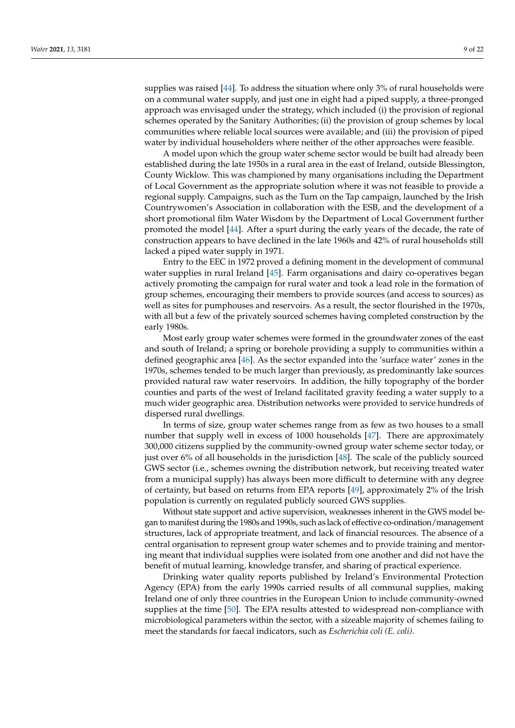supplies was raised [44]. To address the situation where only 3% of rural households were on a communal water supply, and just one in eight had a piped supply, a three-pronged approach was envisaged under the strategy, which included (i) the provision of regional schemes operated by the Sanitary Authorities; (ii) the provision of group schemes by local communities where reliable local sources were available; and (iii) the provision of piped water by individual householders where neither of the other approaches were feasible.

A model upon which the group water scheme sector would be built had already been established during the late 1950s in a rural area in the east of Ireland, outside Blessington, County Wicklow. This was championed by many organisations including the Department of Local Government as the appropriate solution where it was not feasible to provide a regional supply. Campaigns, such as the Turn on the Tap campaign, launched by the Irish Countrywomen's Association in collaboration with the ESB, and the development of a short promotional film Water Wisdom by the Department of Local Government further promoted the model [44]. After a spurt during the early years of the decade, the rate of construction appears to have declined in the late 1960s and 42% of rural households still lacked a piped water supply in 1971.

Entry to the EEC in 1972 proved a defining moment in the development of communal water supplies in rural Ireland [45]. Farm organisations and dairy co-operatives began actively promoting the campaign for rural water and took a lead role in the formation of group schemes, encouraging their members to provide sources (and access to sources) as well as sites for pumphouses and reservoirs. As a result, the sector flourished in the 1970s, with all but a few of the privately sourced schemes having completed construction by the early 1980s.

Most early group water schemes were formed in the groundwater zones of the east and south of Ireland; a spring or borehole providing a supply to communities within a defined geographic area [46]. As the sector expanded into the 'surface water' zones in the 1970s, schemes tended to be much larger than previously, as predominantly lake sources provided natural raw water reservoirs. In addition, the hilly topography of the border counties and parts of the west of Ireland facilitated gravity feeding a water supply to a much wider geographic area. Distribution networks were provided to service hundreds of dispersed rural dwellings.

In terms of size, group water schemes range from as few as two houses to a small number that supply well in excess of 1000 households [47]. There are approximately 300,000 citizens supplied by the community-owned group water scheme sector today, or just over 6% of all households in the jurisdiction [48]. The scale of the publicly sourced GWS sector (i.e., schemes owning the distribution network, but receiving treated water from a municipal supply) has always been more difficult to determine with any degree of certainty, but based on returns from EPA reports [49], approximately 2% of the Irish population is currently on regulated publicly sourced GWS supplies.

Without state support and active supervision, weaknesses inherent in the GWS model began to manifest during the 1980s and 1990s, such as lack of effective co-ordination/management structures, lack of appropriate treatment, and lack of financial resources. The absence of a central organisation to represent group water schemes and to provide training and mentoring meant that individual supplies were isolated from one another and did not have the benefit of mutual learning, knowledge transfer, and sharing of practical experience.

Drinking water quality reports published by Ireland's Environmental Protection Agency (EPA) from the early 1990s carried results of all communal supplies, making Ireland one of only three countries in the European Union to include community-owned supplies at the time [50]. The EPA results attested to widespread non-compliance with microbiological parameters within the sector, with a sizeable majority of schemes failing to meet the standards for faecal indicators, such as *Escherichia coli (E. coli)*.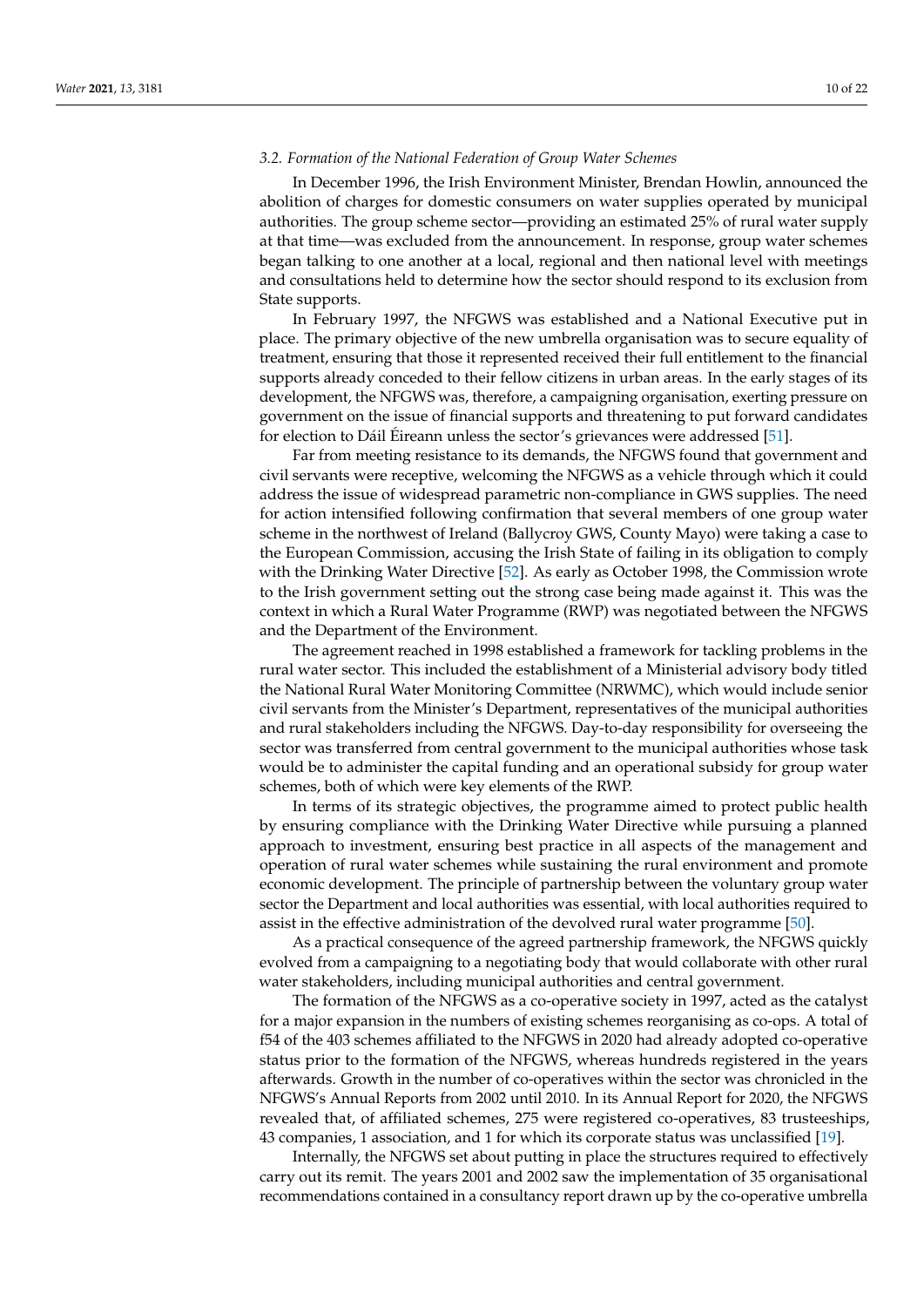### 3.2. Formation of the National Federation of Group Water Schemes

In December 1996, the Irish Environment Minister, Brendan Howlin, announced the abolition of charges for domestic consumers on water supplies operated by municipal authorities. The group scheme sector—providing an estimated 25% of rural water supply at that time—was excluded from the announcement. In response, group water schemes began talking to one another at a local, regional and then national level with meetings and consultations held to determine how the sector should respond to its exclusion from State supports.

In February 1997, the NFGWS was established and a National Executive put in place. The primary objective of the new umbrella organisation was to secure equality of treatment, ensuring that those it represented received their full entitlement to the financial supports already conceded to their fellow citizens in urban areas. In the early stages of its development, the NFGWS was, therefore, a campaigning organisation, exerting pressure on government on the issue of financial supports and threatening to put forward candidates for election to Dáil Éireann unless the sector's grievances were addressed [51].

Far from meeting resistance to its demands, the NFGWS found that government and civil servants were receptive, welcoming the NFGWS as a vehicle through which it could address the issue of widespread parametric non-compliance in GWS supplies. The need for action intensified following confirmation that several members of one group water scheme in the northwest of Ireland (Ballycroy GWS, County Mayo) were taking a case to the European Commission, accusing the Irish State of failing in its obligation to comply with the Drinking Water Directive [52]. As early as October 1998, the Commission wrote to the Irish government setting out the strong case being made against it. This was the context in which a Rural Water Programme (RWP) was negotiated between the NFGWS and the Department of the Environment.

The agreement reached in 1998 established a framework for tackling problems in the rural water sector. This included the establishment of a Ministerial advisory body titled the National Rural Water Monitoring Committee (NRWMC), which would include senior civil servants from the Minister's Department, representatives of the municipal authorities and rural stakeholders including the NFGWS. Day-to-day responsibility for overseeing the sector was transferred from central government to the municipal authorities whose task would be to administer the capital funding and an operational subsidy for group water schemes, both of which were key elements of the RWP.

In terms of its strategic objectives, the programme aimed to protect public health by ensuring compliance with the Drinking Water Directive while pursuing a planned approach to investment, ensuring best practice in all aspects of the management and operation of rural water schemes while sustaining the rural environment and promote economic development. The principle of partnership between the voluntary group water sector the Department and local authorities was essential, with local authorities required to assist in the effective administration of the devolved rural water programme [50].

As a practical consequence of the agreed partnership framework, the NFGWS quickly evolved from a campaigning to a negotiating body that would collaborate with other rural water stakeholders, including municipal authorities and central government.

The formation of the NFGWS as a co-operative society in 1997, acted as the catalyst for a major expansion in the numbers of existing schemes reorganising as co-ops. A total of f54 of the 403 schemes affiliated to the NFGWS in 2020 had already adopted co-operative status prior to the formation of the NFGWS, whereas hundreds registered in the years afterwards. Growth in the number of co-operatives within the sector was chronicled in the NFGWS's Annual Reports from 2002 until 2010. In its Annual Report for 2020, the NFGWS revealed that, of affiliated schemes, 275 were registered co-operatives, 83 trusteeships, 43 companies, 1 association, and 1 for which its corporate status was unclassified [19].

Internally, the NFGWS set about putting in place the structures required to effectively carry out its remit. The years 2001 and 2002 saw the implementation of 35 organisational recommendations contained in a consultancy report drawn up by the co-operative umbrella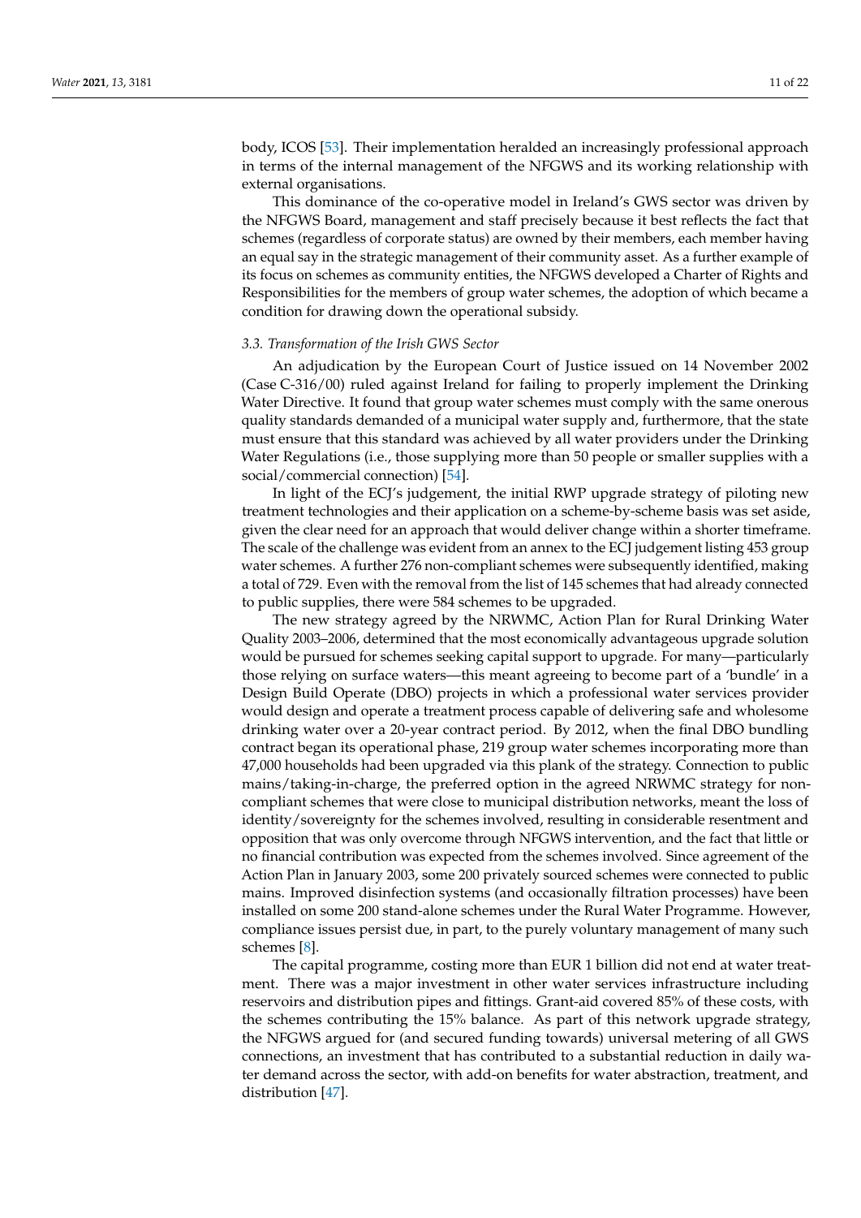body, ICOS [53]. Their implementation heralded an increasingly professional approach in terms of the internal management of the NFGWS and its working relationship with external organisations.

This dominance of the co-operative model in Ireland's GWS sector was driven by the NFGWS Board, management and staff precisely because it best reflects the fact that schemes (regardless of corporate status) are owned by their members, each member having an equal say in the strategic management of their community asset. As a further example of its focus on schemes as community entities, the NFGWS developed a Charter of Rights and Responsibilities for the members of group water schemes, the adoption of which became a condition for drawing down the operational subsidy.

### 3.3. Transformation of the Irish GWS Sector

An adjudication by the European Court of Justice issued on 14 November 2002 (Case C-316/00) ruled against Ireland for failing to properly implement the Drinking Water Directive. It found that group water schemes must comply with the same onerous quality standards demanded of a municipal water supply and, furthermore, that the state must ensure that this standard was achieved by all water providers under the Drinking Water Regulations (i.e., those supplying more than 50 people or smaller supplies with a social/commercial connection) [54].

In light of the ECJ's judgement, the initial RWP upgrade strategy of piloting new treatment technologies and their application on a scheme-by-scheme basis was set aside, given the clear need for an approach that would deliver change within a shorter timeframe. The scale of the challenge was evident from an annex to the ECJ judgement listing 453 group water schemes. A further 276 non-compliant schemes were subsequently identified, making a total of 729. Even with the removal from the list of 145 schemes that had already connected to public supplies, there were 584 schemes to be upgraded.

The new strategy agreed by the NRWMC, Action Plan for Rural Drinking Water Quality 2003–2006, determined that the most economically advantageous upgrade solution would be pursued for schemes seeking capital support to upgrade. For many—particularly those relying on surface waters—this meant agreeing to become part of a 'bundle' in a Design Build Operate (DBO) projects in which a professional water services provider would design and operate a treatment process capable of delivering safe and wholesome drinking water over a 20-year contract period. By 2012, when the final DBO bundling contract began its operational phase, 219 group water schemes incorporating more than 47,000 households had been upgraded via this plank of the strategy. Connection to public mains/taking-in-charge, the preferred option in the agreed NRWMC strategy for non-compliant schemes that were close to municipal distribution networks, meant the loss of identity/sovereignty for the schemes involved, resulting in considerable resentment and opposition that was only overcome through NFGWS intervention, and the fact that little or no financial contribution was expected from the schemes involved. Since agreement of the Action Plan in January 2003, some 200 privately sourced schemes were connected to public mains. Improved disinfection systems (and occasionally filtration processes) have been installed on some 200 stand-alone schemes under the Rural Water Programme. However, compliance issues persist due, in part, to the purely voluntary management of many such schemes [8].

The capital programme, costing more than EUR 1 billion did not end at water treatment. There was a major investment in other water services infrastructure including reservoirs and distribution pipes and fittings. Grant-aid covered 85% of these costs, with the schemes contributing the 15% balance. As part of this network upgrade strategy, the NFGWS argued for (and secured funding towards) universal metering of all GWS connections, an investment that has contributed to a substantial reduction in daily water demand across the sector, with add-on benefits for water abstraction, treatment, and distribution [47].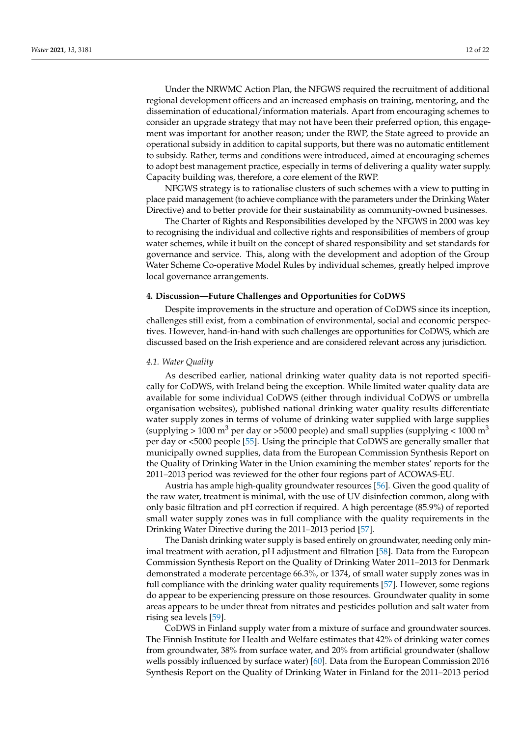Under the NRWMC Action Plan, the NFGWS required the recruitment of additional regional development officers and an increased emphasis on training, mentoring, and the dissemination of educational/information materials. Apart from encouraging schemes to consider an upgrade strategy that may not have been their preferred option, this engagement was important for another reason; under the RWP, the State agreed to provide an operational subsidy in addition to capital supports, but there was no automatic entitlement to subsidy. Rather, terms and conditions were introduced, aimed at encouraging schemes to adopt best management practice, especially in terms of delivering a quality water supply. Capacity building was, therefore, a core element of the RWP.

NFGWS strategy is to rationalise clusters of such schemes with a view to putting in place paid management (to achieve compliance with the parameters under the Drinking Water Directive) and to better provide for their sustainability as community-owned businesses.

The Charter of Rights and Responsibilities developed by the NFGWS in 2000 was key to recognising the individual and collective rights and responsibilities of members of group water schemes, while it built on the concept of shared responsibility and set standards for governance and service. This, along with the development and adoption of the Group Water Scheme Co-operative Model Rules by individual schemes, greatly helped improve local governance arrangements.

## 4. Discussion—Future Challenges and Opportunities for CoDWS

Despite improvements in the structure and operation of CoDWS since its inception, challenges still exist, from a combination of environmental, social and economic perspectives. However, hand-in-hand with such challenges are opportunities for CoDWS, which are discussed based on the Irish experience and are considered relevant across any jurisdiction.

### *4.1. Water Quality*

As described earlier, national drinking water quality data is not reported specifically for CoDWS, with Ireland being the exception. While limited water quality data are available for some individual CoDWS (either through individual CoDWS or umbrella organisation websites), published national drinking water quality results differentiate water supply zones in terms of volume of drinking water supplied with large supplies (supplying > 1000 $m^3$ per day or >5000 people) and small supplies (supplying < 1000 $m^3$ per day or <5000 people) [55]. Using the principle that CoDWS are generally smaller that municipally owned supplies, data from the European Commission Synthesis Report on the Quality of Drinking Water in the Union examining the member states' reports for the 2011–2013 period was reviewed for the other four regions part of ACOWAS-EU.

Austria has ample high-quality groundwater resources [56]. Given the good quality of the raw water, treatment is minimal, with the use of UV disinfection common, along with only basic filtration and pH correction if required. A high percentage (85.9%) of reported small water supply zones was in full compliance with the quality requirements in the Drinking Water Directive during the 2011–2013 period [57].

The Danish drinking water supply is based entirely on groundwater, needing only minimal treatment with aeration, pH adjustment and filtration [58]. Data from the European Commission Synthesis Report on the Quality of Drinking Water 2011–2013 for Denmark demonstrated a moderate percentage 66.3%, or 1374, of small water supply zones was in full compliance with the drinking water quality requirements [57]. However, some regions do appear to be experiencing pressure on those resources. Groundwater quality in some areas appears to be under threat from nitrates and pesticides pollution and salt water from rising sea levels [59].

CoDWS in Finland supply water from a mixture of surface and groundwater sources. The Finnish Institute for Health and Welfare estimates that 42% of drinking water comes from groundwater, 38% from surface water, and 20% from artificial groundwater (shallow wells possibly influenced by surface water) [60]. Data from the European Commission 2016 Synthesis Report on the Quality of Drinking Water in Finland for the 2011–2013 period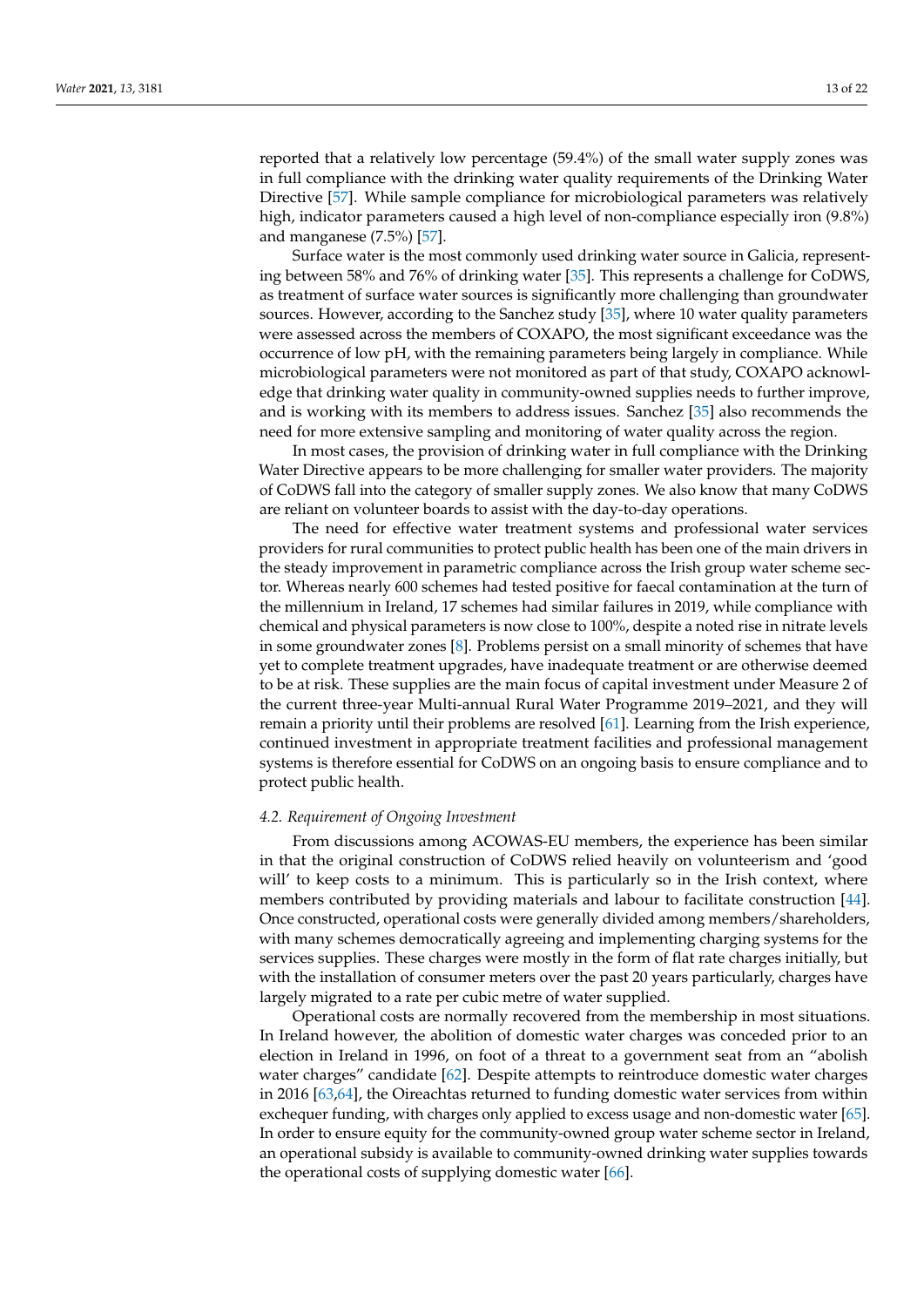reported that a relatively low percentage (59.4%) of the small water supply zones was in full compliance with the drinking water quality requirements of the Drinking Water Directive [57]. While sample compliance for microbiological parameters was relatively high, indicator parameters caused a high level of non-compliance especially iron (9.8%) and manganese (7.5%) [57].

Surface water is the most commonly used drinking water source in Galicia, representing between 58% and 76% of drinking water [35]. This represents a challenge for CoDWS, as treatment of surface water sources is significantly more challenging than groundwater sources. However, according to the Sanchez study [35], where 10 water quality parameters were assessed across the members of COXAPO, the most significant exceedance was the occurrence of low pH, with the remaining parameters being largely in compliance. While microbiological parameters were not monitored as part of that study, COXAPO acknowledge that drinking water quality in community-owned supplies needs to further improve, and is working with its members to address issues. Sanchez [35] also recommends the need for more extensive sampling and monitoring of water quality across the region.

In most cases, the provision of drinking water in full compliance with the Drinking Water Directive appears to be more challenging for smaller water providers. The majority of CoDWS fall into the category of smaller supply zones. We also know that many CoDWS are reliant on volunteer boards to assist with the day-to-day operations.

The need for effective water treatment systems and professional water services providers for rural communities to protect public health has been one of the main drivers in the steady improvement in parametric compliance across the Irish group water scheme sector. Whereas nearly 600 schemes had tested positive for faecal contamination at the turn of the millennium in Ireland, 17 schemes had similar failures in 2019, while compliance with chemical and physical parameters is now close to 100%, despite a noted rise in nitrate levels in some groundwater zones [8]. Problems persist on a small minority of schemes that have yet to complete treatment upgrades, have inadequate treatment or are otherwise deemed to be at risk. These supplies are the main focus of capital investment under Measure 2 of the current three-year Multi-annual Rural Water Programme 2019–2021, and they will remain a priority until their problems are resolved [61]. Learning from the Irish experience, continued investment in appropriate treatment facilities and professional management systems is therefore essential for CoDWS on an ongoing basis to ensure compliance and to protect public health.

### *4.2. Requirement of Ongoing Investment*

From discussions among ACOWAS-EU members, the experience has been similar in that the original construction of CoDWS relied heavily on volunteerism and 'good will' to keep costs to a minimum. This is particularly so in the Irish context, where members contributed by providing materials and labour to facilitate construction [44]. Once constructed, operational costs were generally divided among members/shareholders, with many schemes democratically agreeing and implementing charging systems for the services supplies. These charges were mostly in the form of flat rate charges initially, but with the installation of consumer meters over the past 20 years particularly, charges have largely migrated to a rate per cubic metre of water supplied.

Operational costs are normally recovered from the membership in most situations. In Ireland however, the abolition of domestic water charges was conceded prior to an election in Ireland in 1996, on foot of a threat to a government seat from an "abolish water charges" candidate [62]. Despite attempts to reintroduce domestic water charges in 2016 [63,64], the Oireachtas returned to funding domestic water services from within exchequer funding, with charges only applied to excess usage and non-domestic water [65]. In order to ensure equity for the community-owned group water scheme sector in Ireland, an operational subsidy is available to community-owned drinking water supplies towards the operational costs of supplying domestic water [66].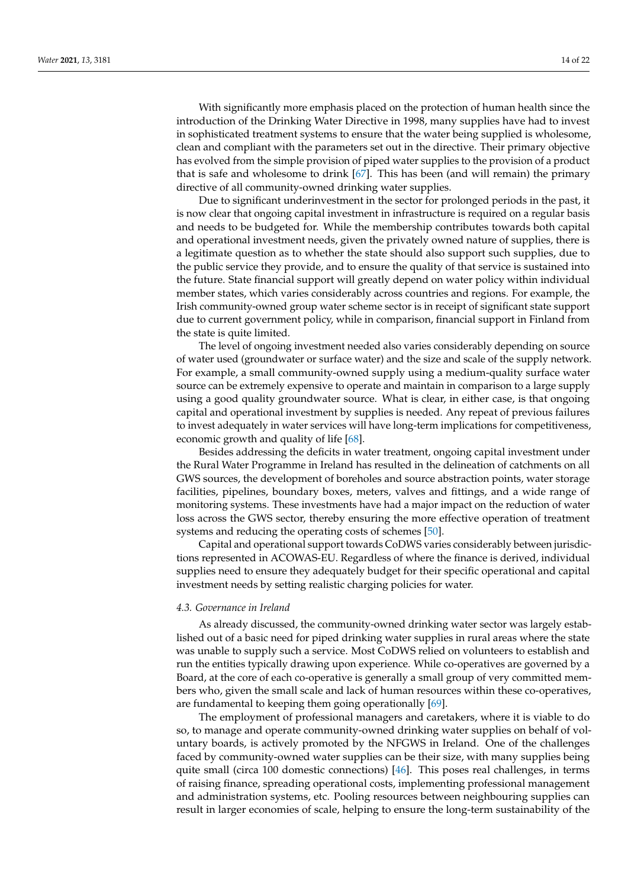With significantly more emphasis placed on the protection of human health since the introduction of the Drinking Water Directive in 1998, many supplies have had to invest in sophisticated treatment systems to ensure that the water being supplied is wholesome, clean and compliant with the parameters set out in the directive. Their primary objective has evolved from the simple provision of piped water supplies to the provision of a product that is safe and wholesome to drink [67]. This has been (and will remain) the primary directive of all community-owned drinking water supplies.

Due to significant underinvestment in the sector for prolonged periods in the past, it is now clear that ongoing capital investment in infrastructure is required on a regular basis and needs to be budgeted for. While the membership contributes towards both capital and operational investment needs, given the privately owned nature of supplies, there is a legitimate question as to whether the state should also support such supplies, due to the public service they provide, and to ensure the quality of that service is sustained into the future. State financial support will greatly depend on water policy within individual member states, which varies considerably across countries and regions. For example, the Irish community-owned group water scheme sector is in receipt of significant state support due to current government policy, while in comparison, financial support in Finland from the state is quite limited.

The level of ongoing investment needed also varies considerably depending on source of water used (groundwater or surface water) and the size and scale of the supply network. For example, a small community-owned supply using a medium-quality surface water source can be extremely expensive to operate and maintain in comparison to a large supply using a good quality groundwater source. What is clear, in either case, is that ongoing capital and operational investment by supplies is needed. Any repeat of previous failures to invest adequately in water services will have long-term implications for competitiveness, economic growth and quality of life [68].

Besides addressing the deficits in water treatment, ongoing capital investment under the Rural Water Programme in Ireland has resulted in the delineation of catchments on all GWS sources, the development of boreholes and source abstraction points, water storage facilities, pipelines, boundary boxes, meters, valves and fittings, and a wide range of monitoring systems. These investments have had a major impact on the reduction of water loss across the GWS sector, thereby ensuring the more effective operation of treatment systems and reducing the operating costs of schemes [50].

Capital and operational support towards CoDWS varies considerably between jurisdictions represented in ACOWAS-EU. Regardless of where the finance is derived, individual supplies need to ensure they adequately budget for their specific operational and capital investment needs by setting realistic charging policies for water.

### *4.3. Governance in Ireland*

As already discussed, the community-owned drinking water sector was largely established out of a basic need for piped drinking water supplies in rural areas where the state was unable to supply such a service. Most CoDWS relied on volunteers to establish and run the entities typically drawing upon experience. While co-operatives are governed by a Board, at the core of each co-operative is generally a small group of very committed members who, given the small scale and lack of human resources within these co-operatives, are fundamental to keeping them going operationally [69].

The employment of professional managers and caretakers, where it is viable to do so, to manage and operate community-owned drinking water supplies on behalf of voluntary boards, is actively promoted by the NFGWS in Ireland. One of the challenges faced by community-owned water supplies can be their size, with many supplies being quite small (circa 100 domestic connections) [46]. This poses real challenges, in terms of raising finance, spreading operational costs, implementing professional management and administration systems, etc. Pooling resources between neighbouring supplies can result in larger economies of scale, helping to ensure the long-term sustainability of the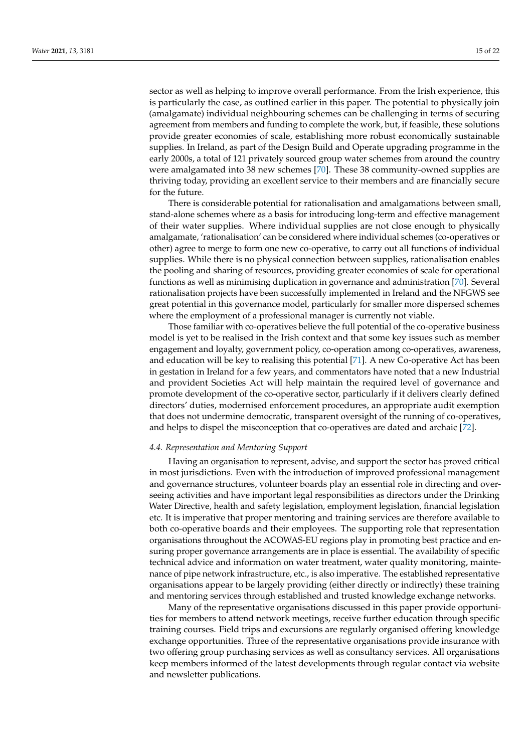sector as well as helping to improve overall performance. From the Irish experience, this is particularly the case, as outlined earlier in this paper. The potential to physically join (amalgamate) individual neighbouring schemes can be challenging in terms of securing agreement from members and funding to complete the work, but, if feasible, these solutions provide greater economies of scale, establishing more robust economically sustainable supplies. In Ireland, as part of the Design Build and Operate upgrading programme in the early 2000s, a total of 121 privately sourced group water schemes from around the country were amalgamated into 38 new schemes [70]. These 38 community-owned supplies are thriving today, providing an excellent service to their members and are financially secure for the future.

There is considerable potential for rationalisation and amalgamations between small, stand-alone schemes where as a basis for introducing long-term and effective management of their water supplies. Where individual supplies are not close enough to physically amalgamate, 'rationalisation' can be considered where individual schemes (co-operatives or other) agree to merge to form one new co-operative, to carry out all functions of individual supplies. While there is no physical connection between supplies, rationalisation enables the pooling and sharing of resources, providing greater economies of scale for operational functions as well as minimising duplication in governance and administration [70]. Several rationalisation projects have been successfully implemented in Ireland and the NFGWS see great potential in this governance model, particularly for smaller more dispersed schemes where the employment of a professional manager is currently not viable.

Those familiar with co-operatives believe the full potential of the co-operative business model is yet to be realised in the Irish context and that some key issues such as member engagement and loyalty, government policy, co-operation among co-operatives, awareness, and education will be key to realising this potential [71]. A new Co-operative Act has been in gestation in Ireland for a few years, and commentators have noted that a new Industrial and provident Societies Act will help maintain the required level of governance and promote development of the co-operative sector, particularly if it delivers clearly defined directors' duties, modernised enforcement procedures, an appropriate audit exemption that does not undermine democratic, transparent oversight of the running of co-operatives, and helps to dispel the misconception that co-operatives are dated and archaic [72].

### *4.4. Representation and Mentoring Support*

Having an organisation to represent, advise, and support the sector has proved critical in most jurisdictions. Even with the introduction of improved professional management and governance structures, volunteer boards play an essential role in directing and overseeing activities and have important legal responsibilities as directors under the Drinking Water Directive, health and safety legislation, employment legislation, financial legislation etc. It is imperative that proper mentoring and training services are therefore available to both co-operative boards and their employees. The supporting role that representation organisations throughout the ACOWAS-EU regions play in promoting best practice and ensuring proper governance arrangements are in place is essential. The availability of specific technical advice and information on water treatment, water quality monitoring, maintenance of pipe network infrastructure, etc., is also imperative. The established representative organisations appear to be largely providing (either directly or indirectly) these training and mentoring services through established and trusted knowledge exchange networks.

Many of the representative organisations discussed in this paper provide opportunities for members to attend network meetings, receive further education through specific training courses. Field trips and excursions are regularly organised offering knowledge exchange opportunities. Three of the representative organisations provide insurance with two offering group purchasing services as well as consultancy services. All organisations keep members informed of the latest developments through regular contact via website and newsletter publications.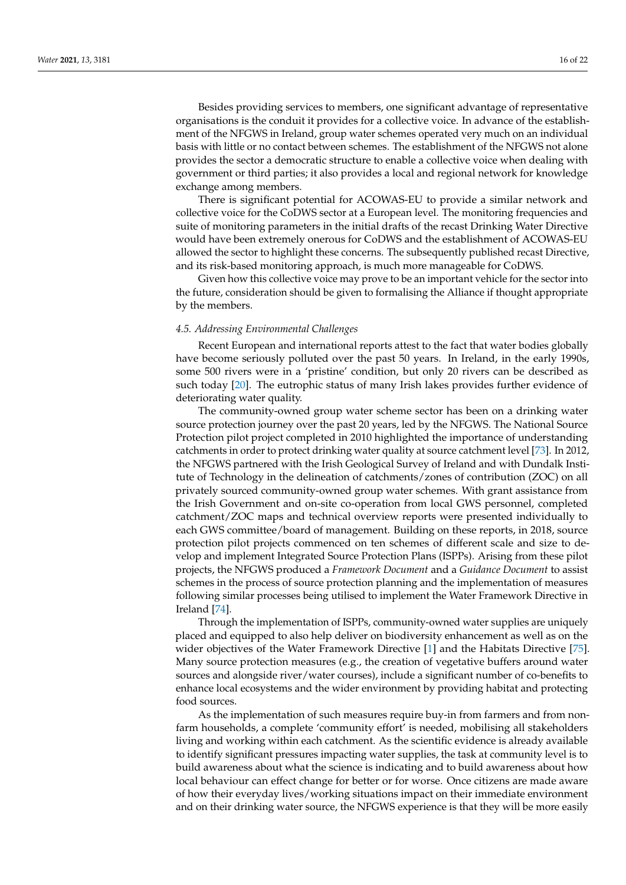Besides providing services to members, one significant advantage of representative organisations is the conduit it provides for a collective voice. In advance of the establishment of the NFGWS in Ireland, group water schemes operated very much on an individual basis with little or no contact between schemes. The establishment of the NFGWS not alone provides the sector a democratic structure to enable a collective voice when dealing with government or third parties; it also provides a local and regional network for knowledge exchange among members.

There is significant potential for ACOWAS-EU to provide a similar network and collective voice for the CoDWS sector at a European level. The monitoring frequencies and suite of monitoring parameters in the initial drafts of the recast Drinking Water Directive would have been extremely onerous for CoDWS and the establishment of ACOWAS-EU allowed the sector to highlight these concerns. The subsequently published recast Directive, and its risk-based monitoring approach, is much more manageable for CoDWS.

Given how this collective voice may prove to be an important vehicle for the sector into the future, consideration should be given to formalising the Alliance if thought appropriate by the members.

### *4.5. Addressing Environmental Challenges*

Recent European and international reports attest to the fact that water bodies globally have become seriously polluted over the past 50 years. In Ireland, in the early 1990s, some 500 rivers were in a 'pristine' condition, but only 20 rivers can be described as such today [20]. The eutrophic status of many Irish lakes provides further evidence of deteriorating water quality.

The community-owned group water scheme sector has been on a drinking water source protection journey over the past 20 years, led by the NFGWS. The National Source Protection pilot project completed in 2010 highlighted the importance of understanding catchments in order to protect drinking water quality at source catchment level [73]. In 2012, the NFGWS partnered with the Irish Geological Survey of Ireland and with Dundalk Institute of Technology in the delineation of catchments/zones of contribution (ZOC) on all privately sourced community-owned group water schemes. With grant assistance from the Irish Government and on-site co-operation from local GWS personnel, completed catchment/ZOC maps and technical overview reports were presented individually to each GWS committee/board of management. Building on these reports, in 2018, source protection pilot projects commenced on ten schemes of different scale and size to develop and implement Integrated Source Protection Plans (ISPPs). Arising from these pilot projects, the NFGWS produced a *Framework Document* and a *Guidance Document* to assist schemes in the process of source protection planning and the implementation of measures following similar processes being utilised to implement the Water Framework Directive in Ireland [74].

Through the implementation of ISPPs, community-owned water supplies are uniquely placed and equipped to also help deliver on biodiversity enhancement as well as on the wider objectives of the Water Framework Directive [1] and the Habitats Directive [75]. Many source protection measures (e.g., the creation of vegetative buffers around water sources and alongside river/water courses), include a significant number of co-benefits to enhance local ecosystems and the wider environment by providing habitat and protecting food sources.

As the implementation of such measures require buy-in from farmers and from non-farm households, a complete 'community effort' is needed, mobilising all stakeholders living and working within each catchment. As the scientific evidence is already available to identify significant pressures impacting water supplies, the task at community level is to build awareness about what the science is indicating and to build awareness about how local behaviour can effect change for better or for worse. Once citizens are made aware of how their everyday lives/working situations impact on their immediate environment and on their drinking water source, the NFGWS experience is that they will be more easily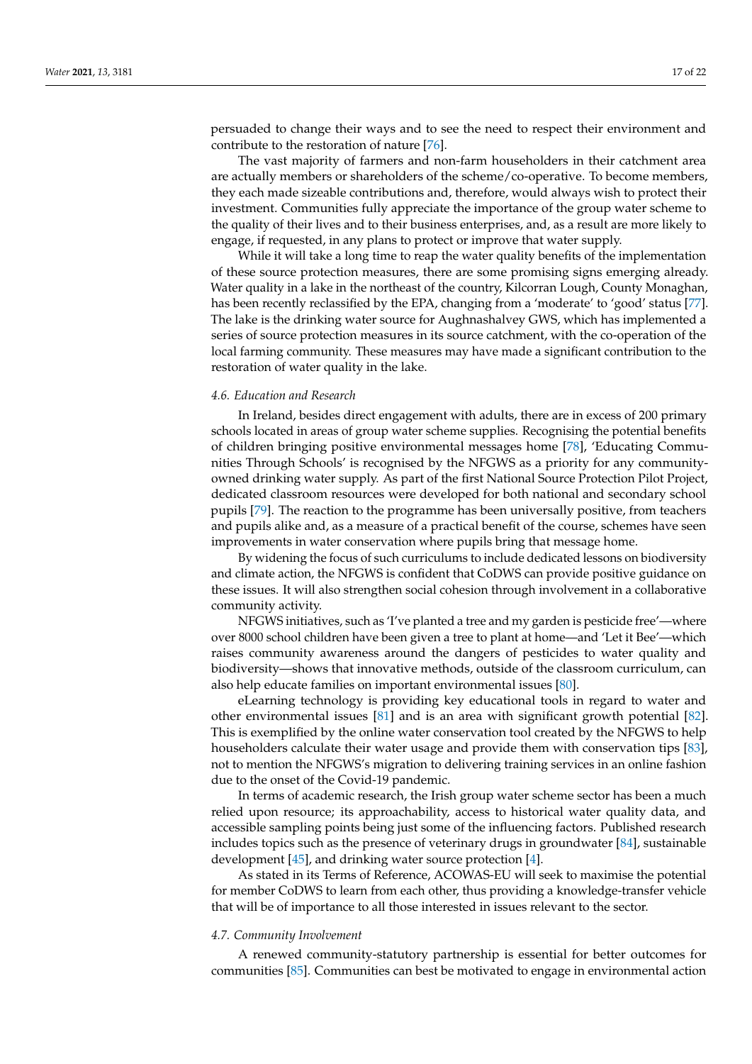persuaded to change their ways and to see the need to respect their environment and contribute to the restoration of nature [76].

The vast majority of farmers and non-farm householders in their catchment area are actually members or shareholders of the scheme/co-operative. To become members, they each made sizeable contributions and, therefore, would always wish to protect their investment. Communities fully appreciate the importance of the group water scheme to the quality of their lives and to their business enterprises, and, as a result are more likely to engage, if requested, in any plans to protect or improve that water supply.

While it will take a long time to reap the water quality benefits of the implementation of these source protection measures, there are some promising signs emerging already. Water quality in a lake in the northeast of the country, Kilcorran Lough, County Monaghan, has been recently reclassified by the EPA, changing from a 'moderate' to 'good' status [77]. The lake is the drinking water source for Aughnashalvey GWS, which has implemented a series of source protection measures in its source catchment, with the co-operation of the local farming community. These measures may have made a significant contribution to the restoration of water quality in the lake.

### *4.6. Education and Research*

In Ireland, besides direct engagement with adults, there are in excess of 200 primary schools located in areas of group water scheme supplies. Recognising the potential benefits of children bringing positive environmental messages home [78], 'Educating Communities Through Schools' is recognised by the NFGWS as a priority for any community-owned drinking water supply. As part of the first National Source Protection Pilot Project, dedicated classroom resources were developed for both national and secondary school pupils [79]. The reaction to the programme has been universally positive, from teachers and pupils alike and, as a measure of a practical benefit of the course, schemes have seen improvements in water conservation where pupils bring that message home.

By widening the focus of such curriculums to include dedicated lessons on biodiversity and climate action, the NFGWS is confident that CoDWS can provide positive guidance on these issues. It will also strengthen social cohesion through involvement in a collaborative community activity.

NFGWS initiatives, such as 'I've planted a tree and my garden is pesticide free'—where over 8000 school children have been given a tree to plant at home—and 'Let it Bee'—which raises community awareness around the dangers of pesticides to water quality and biodiversity—shows that innovative methods, outside of the classroom curriculum, can also help educate families on important environmental issues [80].

eLearning technology is providing key educational tools in regard to water and other environmental issues [81] and is an area with significant growth potential [82]. This is exemplified by the online water conservation tool created by the NFGWS to help householders calculate their water usage and provide them with conservation tips [83], not to mention the NFGWS's migration to delivering training services in an online fashion due to the onset of the Covid-19 pandemic.

In terms of academic research, the Irish group water scheme sector has been a much relied upon resource; its approachability, access to historical water quality data, and accessible sampling points being just some of the influencing factors. Published research includes topics such as the presence of veterinary drugs in groundwater [84], sustainable development [45], and drinking water source protection [4].

As stated in its Terms of Reference, ACOWAS-EU will seek to maximise the potential for member CoDWS to learn from each other, thus providing a knowledge-transfer vehicle that will be of importance to all those interested in issues relevant to the sector.

### *4.7. Community Involvement*

A renewed community-statutory partnership is essential for better outcomes for communities [85]. Communities can best be motivated to engage in environmental action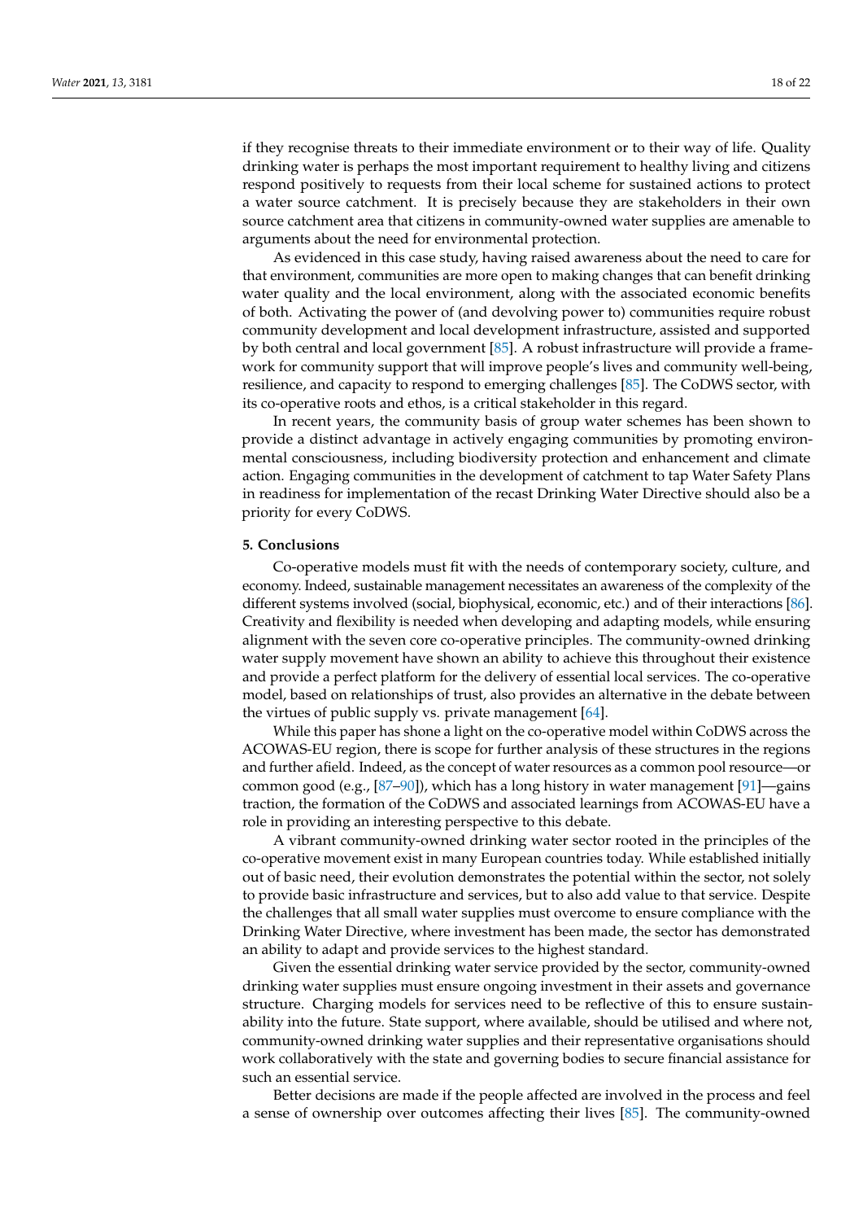if they recognise threats to their immediate environment or to their way of life. Quality drinking water is perhaps the most important requirement to healthy living and citizens respond positively to requests from their local scheme for sustained actions to protect a water source catchment. It is precisely because they are stakeholders in their own source catchment area that citizens in community-owned water supplies are amenable to arguments about the need for environmental protection.

As evidenced in this case study, having raised awareness about the need to care for that environment, communities are more open to making changes that can benefit drinking water quality and the local environment, along with the associated economic benefits of both. Activating the power of (and devolving power to) communities require robust community development and local development infrastructure, assisted and supported by both central and local government [85]. A robust infrastructure will provide a framework for community support that will improve people's lives and community well-being, resilience, and capacity to respond to emerging challenges [85]. The CoDWS sector, with its co-operative roots and ethos, is a critical stakeholder in this regard.

In recent years, the community basis of group water schemes has been shown to provide a distinct advantage in actively engaging communities by promoting environmental consciousness, including biodiversity protection and enhancement and climate action. Engaging communities in the development of catchment to tap Water Safety Plans in readiness for implementation of the recast Drinking Water Directive should also be a priority for every CoDWS.

## 5. Conclusions

Co-operative models must fit with the needs of contemporary society, culture, and economy. Indeed, sustainable management necessitates an awareness of the complexity of the different systems involved (social, biophysical, economic, etc.) and of their interactions [86]. Creativity and flexibility is needed when developing and adapting models, while ensuring alignment with the seven core co-operative principles. The community-owned drinking water supply movement have shown an ability to achieve this throughout their existence and provide a perfect platform for the delivery of essential local services. The co-operative model, based on relationships of trust, also provides an alternative in the debate between the virtues of public supply vs. private management [64].

While this paper has shone a light on the co-operative model within CoDWS across the ACOWAS-EU region, there is scope for further analysis of these structures in the regions and further afield. Indeed, as the concept of water resources as a common pool resource—or common good (e.g., [87–90]), which has a long history in water management [91]—gains traction, the formation of the CoDWS and associated learnings from ACOWAS-EU have a role in providing an interesting perspective to this debate.

A vibrant community-owned drinking water sector rooted in the principles of the co-operative movement exist in many European countries today. While established initially out of basic need, their evolution demonstrates the potential within the sector, not solely to provide basic infrastructure and services, but to also add value to that service. Despite the challenges that all small water supplies must overcome to ensure compliance with the Drinking Water Directive, where investment has been made, the sector has demonstrated an ability to adapt and provide services to the highest standard.

Given the essential drinking water service provided by the sector, community-owned drinking water supplies must ensure ongoing investment in their assets and governance structure. Charging models for services need to be reflective of this to ensure sustainability into the future. State support, where available, should be utilised and where not, community-owned drinking water supplies and their representative organisations should work collaboratively with the state and governing bodies to secure financial assistance for such an essential service.

Better decisions are made if the people affected are involved in the process and feel a sense of ownership over outcomes affecting their lives [85]. The community-owned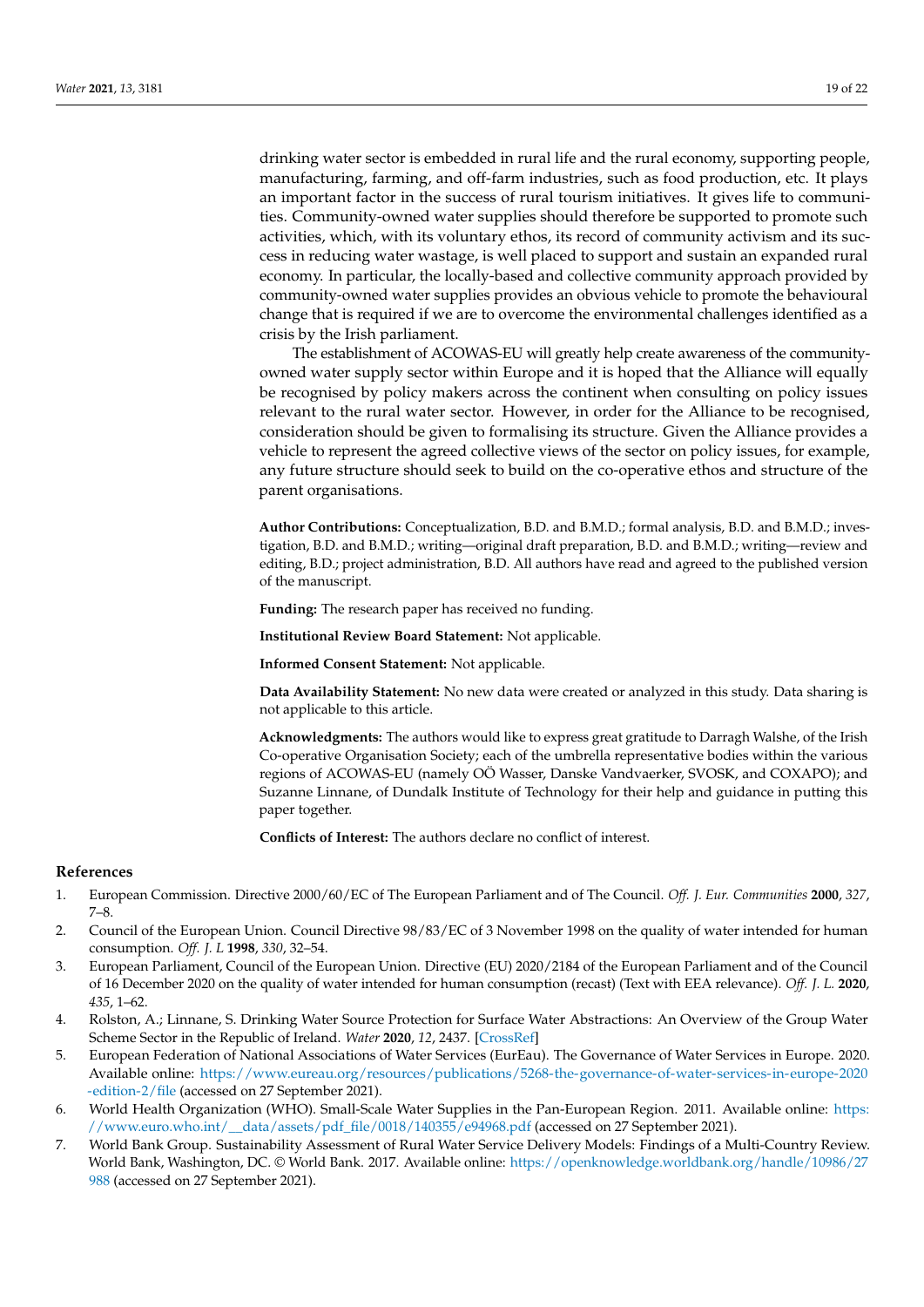drinking water sector is embedded in rural life and the rural economy, supporting people, manufacturing, farming, and off-farm industries, such as food production, etc. It plays an important factor in the success of rural tourism initiatives. It gives life to communities. Community-owned water supplies should therefore be supported to promote such activities, which, with its voluntary ethos, its record of community activism and its success in reducing water wastage, is well placed to support and sustain an expanded rural economy. In particular, the locally-based and collective community approach provided by community-owned water supplies provides an obvious vehicle to promote the behavioural change that is required if we are to overcome the environmental challenges identified as a crisis by the Irish parliament.

The establishment of ACOWAS-EU will greatly help create awareness of the community-owned water supply sector within Europe and it is hoped that the Alliance will equally be recognised by policy makers across the continent when consulting on policy issues relevant to the rural water sector. However, in order for the Alliance to be recognised, consideration should be given to formalising its structure. Given the Alliance provides a vehicle to represent the agreed collective views of the sector on policy issues, for example, any future structure should seek to build on the co-operative ethos and structure of the parent organisations.

**Author Contributions:** Conceptualization, B.D. and B.M.D.; formal analysis, B.D. and B.M.D.; investigation, B.D. and B.M.D.; writing—original draft preparation, B.D. and B.M.D.; writing—review and editing, B.D.; project administration, B.D. All authors have read and agreed to the published version of the manuscript.

**Funding:** The research paper has received no funding.

**Institutional Review Board Statement:** Not applicable.

**Informed Consent Statement:** Not applicable.

**Data Availability Statement:** No new data were created or analyzed in this study. Data sharing is not applicable to this article.

**Acknowledgments:** The authors would like to express great gratitude to Darragh Walshe, of the Irish Co-operative Organisation Society; each of the umbrella representative bodies within the various regions of ACOWAS-EU (namely OÖ Wasser, Danske Vandvaerker, SVOSK, and COXAPO); and Suzanne Linnane, of Dundalk Institute of Technology for their help and guidance in putting this paper together.

**Conflicts of Interest:** The authors declare no conflict of interest.

## References

1. European Commission. Directive 2000/60/EC of The European Parliament and of The Council. *Off. J. Eur. Communities* **2000**, *327*, 7–8.
2. Council of the European Union. Council Directive 98/83/EC of 3 November 1998 on the quality of water intended for human consumption. *Off. J. L* **1998**, *330*, 32–54.
3. European Parliament, Council of the European Union. Directive (EU) 2020/2184 of the European Parliament and of the Council of 16 December 2020 on the quality of water intended for human consumption (recast) (Text with EEA relevance). *Off. J. L.* **2020**, *435*, 1–62.
4. Rolston, A.; Linnane, S. Drinking Water Source Protection for Surface Water Abstractions: An Overview of the Group Water Scheme Sector in the Republic of Ireland. *Water* **2020**, *12*, 2437. [CrossRef]
5. European Federation of National Associations of Water Services (EurEau). The Governance of Water Services in Europe. 2020. Available online: https://www.eureau.org/resources/publications/5268-the-governance-of-water-services-in-europe-2020-edition-2/file (accessed on 27 September 2021).
6. World Health Organization (WHO). Small-Scale Water Supplies in the Pan-European Region. 2011. Available online: https://www.euro.who.int/__data/assets/pdf_file/0018/140355/e94968.pdf (accessed on 27 September 2021).
7. World Bank Group. Sustainability Assessment of Rural Water Service Delivery Models: Findings of a Multi-Country Review. World Bank, Washington, DC. © World Bank. 2017. Available online: https://openknowledge.worldbank.org/handle/10986/27988 (accessed on 27 September 2021).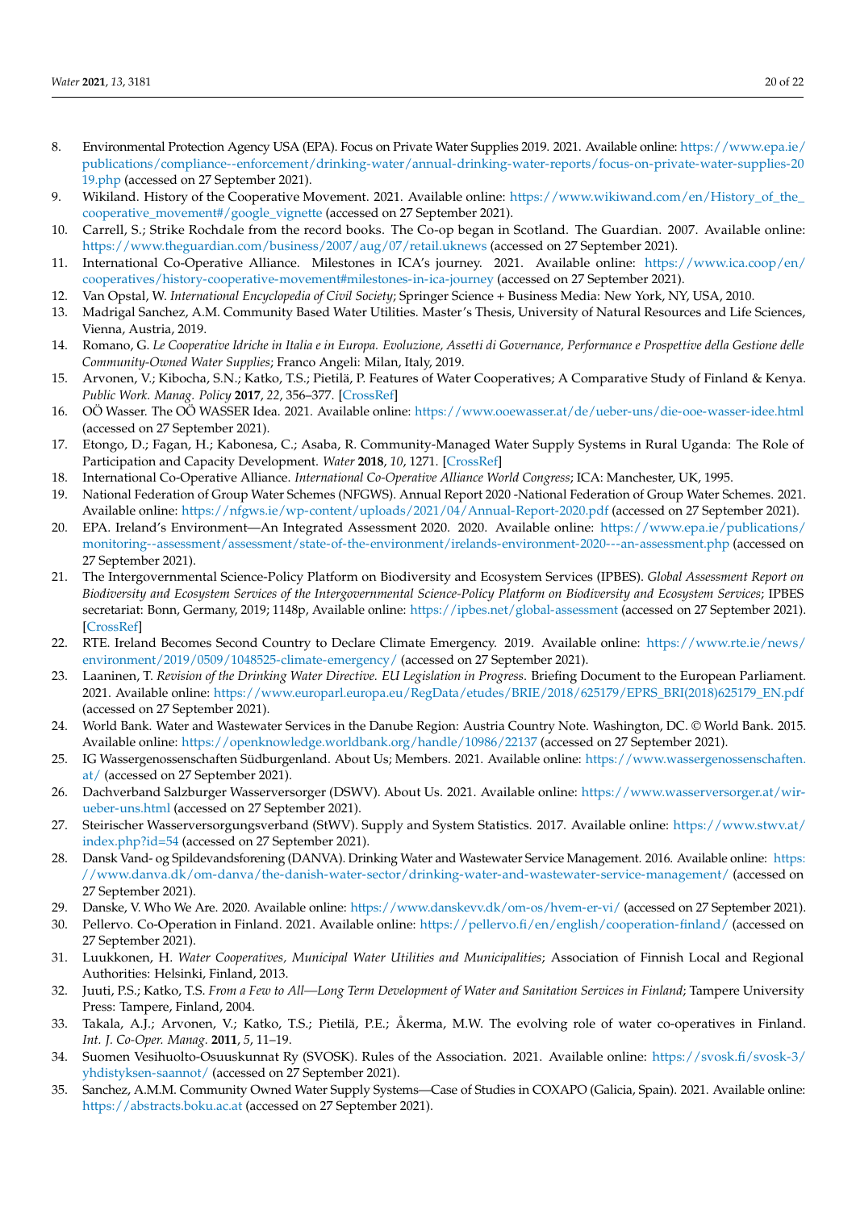8. Environmental Protection Agency USA (EPA). Focus on Private Water Supplies 2019. 2021. Available online: https://www.epa.ie/publications/compliance--enforcement/drinking-water/annual-drinking-water-reports/focus-on-private-water-supplies-2019.php (accessed on 27 September 2021).
9. Wikiland. History of the Cooperative Movement. 2021. Available online: https://www.wikiwand.com/en/History_of_the_cooperative_movement#/google_vignette (accessed on 27 September 2021).
10. Carrell, S.; Strike Rochdale from the record books. The Co-op began in Scotland. The Guardian. 2007. Available online: https://www.theguardian.com/business/2007/aug/07/retail.uknews (accessed on 27 September 2021).
11. International Co-Operative Alliance. Milestones in ICA's journey. 2021. Available online: https://www.ica.coop/en/cooperatives/history-cooperative-movement#milestones-in-ica-journey (accessed on 27 September 2021).
12. Van Opstal, W. *International Encyclopedia of Civil Society*; Springer Science + Business Media: New York, NY, USA, 2010.
13. Madrigal Sanchez, A.M. Community Based Water Utilities. Master's Thesis, University of Natural Resources and Life Sciences, Vienna, Austria, 2019.
14. Romano, G. *Le Cooperative Idriche in Italia e in Europa. Evoluzione, Assetti di Governance, Performance e Prospettive della Gestione delle Community-Owned Water Supplies*; Franco Angeli: Milan, Italy, 2019.
15. Arvonen, V.; Kibocha, S.N.; Katko, T.S.; Pietilä, P. Features of Water Cooperatives; A Comparative Study of Finland & Kenya. *Public Work. Manag. Policy* **2017**, *22*, 356–377. [CrossRef]
16. OÖ Wasser. The OÖ WASSER Idea. 2021. Available online: https://www.ooewasser.at/de/ueber-uns/die-ooe-wasser-idee.html (accessed on 27 September 2021).
17. Etongo, D.; Fagan, H.; Kabonesa, C.; Asaba, R. Community-Managed Water Supply Systems in Rural Uganda: The Role of Participation and Capacity Development. *Water* **2018**, *10*, 1271. [CrossRef]
18. International Co-Operative Alliance. *International Co-Operative Alliance World Congress*; ICA: Manchester, UK, 1995.
19. National Federation of Group Water Schemes (NFGWS). Annual Report 2020 -National Federation of Group Water Schemes. 2021. Available online: https://nfgws.ie/wp-content/uploads/2021/04/Annual-Report-2020.pdf (accessed on 27 September 2021).
20. EPA. Ireland's Environment—An Integrated Assessment 2020. 2020. Available online: https://www.epa.ie/publications/monitoring--assessment/assessment/state-of-the-environment/irelands-environment-2020---an-assessment.php (accessed on 27 September 2021).
21. The Intergovernmental Science-Policy Platform on Biodiversity and Ecosystem Services (IPBES). *Global Assessment Report on Biodiversity and Ecosystem Services of the Intergovernmental Science-Policy Platform on Biodiversity and Ecosystem Services*; IPBES secretariat: Bonn, Germany, 2019; 1148p, Available online: https://ipbes.net/global-assessment (accessed on 27 September 2021). [CrossRef]
22. RTE. Ireland Becomes Second Country to Declare Climate Emergency. 2019. Available online: https://www.rte.ie/news/environment/2019/0509/1048525-climate-emergency/ (accessed on 27 September 2021).
23. Laaninen, T. *Revision of the Drinking Water Directive. EU Legislation in Progress*. Briefing Document to the European Parliament. 2021. Available online: https://www.europarl.europa.eu/RegData/etudes/BRIE/2018/625179/EPRS_BRI(2018)625179_EN.pdf (accessed on 27 September 2021).
24. World Bank. Water and Wastewater Services in the Danube Region: Austria Country Note. Washington, DC. © World Bank. 2015. Available online: https://openknowledge.worldbank.org/handle/10986/22137 (accessed on 27 September 2021).
25. IG Wassergenossenschaften Südburgenland. About Us; Members. 2021. Available online: https://www.wassergenossenschaften.at/ (accessed on 27 September 2021).
26. Dachverband Salzburger Wasserversorger (DSWV). About Us. 2021. Available online: https://www.wasserversorger.at/wir-ueber-uns.html (accessed on 27 September 2021).
27. Steirischer Wasserversorgungsverband (StWV). Supply and System Statistics. 2017. Available online: https://www.stwv.at/index.php?id=54 (accessed on 27 September 2021).
28. Dansk Vand- og Spildevandsforening (DANVA). Drinking Water and Wastewater Service Management. 2016. Available online: https://www.danva.dk/om-danva/the-danish-water-sector/drinking-water-and-wastewater-service-management/ (accessed on 27 September 2021).
29. Danske, V. Who We Are. 2020. Available online: https://www.danskevv.dk/om-os/hvem-er-vi/ (accessed on 27 September 2021).
30. Pellervo. Co-Operation in Finland. 2021. Available online: https://pellervo.fi/en/english/cooperation-finland/ (accessed on 27 September 2021).
31. Luukkonen, H. *Water Cooperatives, Municipal Water Utilities and Municipalities*; Association of Finnish Local and Regional Authorities: Helsinki, Finland, 2013.
32. Juuti, P.S.; Katko, T.S. *From a Few to All—Long Term Development of Water and Sanitation Services in Finland*; Tampere University Press: Tampere, Finland, 2004.
33. Takala, A.J.; Arvonen, V.; Katko, T.S.; Pietilä, P.E.; Åkerma, M.W. The evolving role of water co-operatives in Finland. *Int. J. Co-Oper. Manag.* **2011**, *5*, 11–19.
34. Suomen Vesihuolto-Osuuskunnat Ry (SVOSK). Rules of the Association. 2021. Available online: https://svosk.fi/svosk-3/yhdistyksen-saannot/ (accessed on 27 September 2021).
35. Sanchez, A.M.M. Community Owned Water Supply Systems—Case of Studies in COXAPO (Galicia, Spain). 2021. Available online: https://abstracts.boku.ac.at (accessed on 27 September 2021).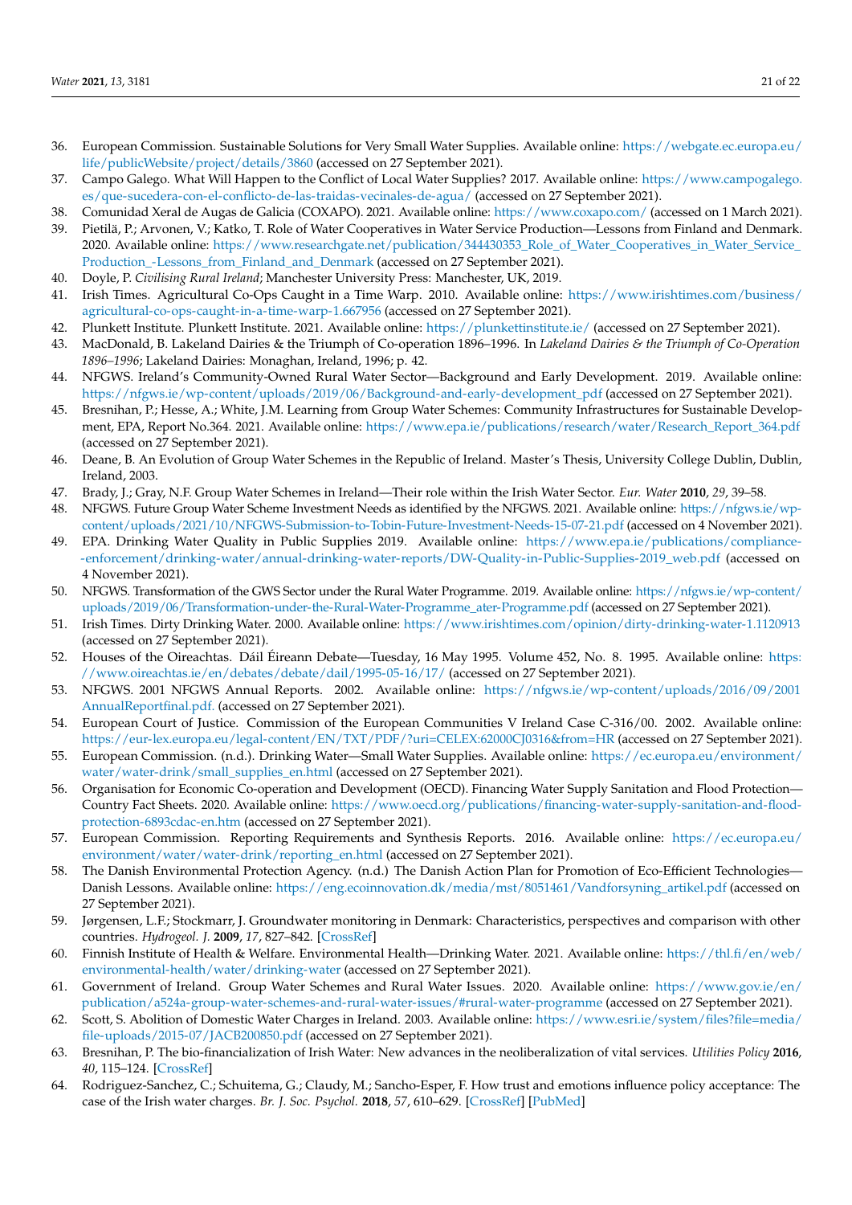36. European Commission. Sustainable Solutions for Very Small Water Supplies. Available online: https://webgate.ec.europa.eu/life/publicWebsite/project/details/3860 (accessed on 27 September 2021).
37. Campo Galego. What Will Happen to the Conflict of Local Water Supplies? 2017. Available online: https://www.campogalego.es/que-sucedera-con-el-conflicto-de-las-traidas-vecinales-de-agua/ (accessed on 27 September 2021).
38. Comunidad Xeral de Augas de Galicia (COXAPO). 2021. Available online: https://www.coxapo.com/ (accessed on 1 March 2021).
39. Pietilä, P.; Arvonen, V.; Katko, T. Role of Water Cooperatives in Water Service Production—Lessons from Finland and Denmark. 2020. Available online: https://www.researchgate.net/publication/344430353_Role_of_Water_Cooperatives_in_Water_Service_Production_-Lessons_from_Finland_and_Denmark (accessed on 27 September 2021).
40. Doyle, P. *Civilising Rural Ireland*; Manchester University Press: Manchester, UK, 2019.
41. Irish Times. Agricultural Co-Ops Caught in a Time Warp. 2010. Available online: https://www.irishtimes.com/business/agricultural-co-ops-caught-in-a-time-warp-1.667956 (accessed on 27 September 2021).
42. Plunkett Institute. Plunkett Institute. 2021. Available online: https://plunkettinstitute.ie/ (accessed on 27 September 2021).
43. MacDonald, B. Lakeland Dairies & the Triumph of Co-operation 1896–1996. In *Lakeland Dairies & the Triumph of Co-Operation 1896–1996*; Lakeland Dairies: Monaghan, Ireland, 1996; p. 42.
44. NFGWS. Ireland's Community-Owned Rural Water Sector—Background and Early Development. 2019. Available online: https://nfgws.ie/wp-content/uploads/2019/06/Background-and-early-development_pdf (accessed on 27 September 2021).
45. Bresnihan, P.; Hesse, A.; White, J.M. Learning from Group Water Schemes: Community Infrastructures for Sustainable Development, EPA, Report No.364. 2021. Available online: https://www.epa.ie/publications/research/water/Research_Report_364.pdf (accessed on 27 September 2021).
46. Deane, B. An Evolution of Group Water Schemes in the Republic of Ireland. Master's Thesis, University College Dublin, Dublin, Ireland, 2003.
47. Brady, J.; Gray, N.F. Group Water Schemes in Ireland—Their role within the Irish Water Sector. *Eur. Water* **2010**, *29*, 39–58.
48. NFGWS. Future Group Water Scheme Investment Needs as identified by the NFGWS. 2021. Available online: https://nfgws.ie/wp-content/uploads/2021/10/NFGWS-Submission-to-Tobin-Future-Investment-Needs-15-07-21.pdf (accessed on 4 November 2021).
49. EPA. Drinking Water Quality in Public Supplies 2019. Available online: https://www.epa.ie/publications/compliance--enforcement/drinking-water/annual-drinking-water-reports/DW-Quality-in-Public-Supplies-2019_web.pdf (accessed on 4 November 2021).
50. NFGWS. Transformation of the GWS Sector under the Rural Water Programme. 2019. Available online: https://nfgws.ie/wp-content/uploads/2019/06/Transformation-under-the-Rural-Water-Programme_ater-Programme.pdf (accessed on 27 September 2021).
51. Irish Times. Dirty Drinking Water. 2000. Available online: https://www.irishtimes.com/opinion/dirty-drinking-water-1.1120913 (accessed on 27 September 2021).
52. Houses of the Oireachtas. Dáil Éireann Debate—Tuesday, 16 May 1995. Volume 452, No. 8. 1995. Available online: https://www.oireachtas.ie/en/debates/debate/dail/1995-05-16/17/ (accessed on 27 September 2021).
53. NFGWS. 2001 NFGWS Annual Reports. 2002. Available online: https://nfgws.ie/wp-content/uploads/2016/09/2001AnnualReportfinal.pdf. (accessed on 27 September 2021).
54. European Court of Justice. Commission of the European Communities V Ireland Case C-316/00. 2002. Available online: https://eur-lex.europa.eu/legal-content/EN/TXT/PDF/?uri=CELEX:62000CJ0316&from=HR (accessed on 27 September 2021).
55. European Commission. (n.d.). Drinking Water—Small Water Supplies. Available online: https://ec.europa.eu/environment/water/water-drink/small_supplies_en.html (accessed on 27 September 2021).
56. Organisation for Economic Co-operation and Development (OECD). Financing Water Supply Sanitation and Flood Protection—Country Fact Sheets. 2020. Available online: https://www.oecd.org/publications/financing-water-supply-sanitation-and-flood-protection-6893cdac-en.htm (accessed on 27 September 2021).
57. European Commission. Reporting Requirements and Synthesis Reports. 2016. Available online: https://ec.europa.eu/environment/water/water-drink/reporting_en.html (accessed on 27 September 2021).
58. The Danish Environmental Protection Agency. (n.d.) The Danish Action Plan for Promotion of Eco-Efficient Technologies—Danish Lessons. Available online: https://eng.ecoinnovation.dk/media/mst/8051461/Vandforsyning_artikel.pdf (accessed on 27 September 2021).
59. Jørgensen, L.F.; Stockmarr, J. Groundwater monitoring in Denmark: Characteristics, perspectives and comparison with other countries. *Hydrogeol. J.* **2009**, *17*, 827–842. [CrossRef]
60. Finnish Institute of Health & Welfare. Environmental Health—Drinking Water. 2021. Available online: https://thl.fi/en/web/environmental-health/water/drinking-water (accessed on 27 September 2021).
61. Government of Ireland. Group Water Schemes and Rural Water Issues. 2020. Available online: https://www.gov.ie/en/publication/a524a-group-water-schemes-and-rural-water-issues/#rural-water-programme (accessed on 27 September 2021).
62. Scott, S. Abolition of Domestic Water Charges in Ireland. 2003. Available online: https://www.esri.ie/system/files?file=media/file-uploads/2015-07/JACB200850.pdf (accessed on 27 September 2021).
63. Bresnihan, P. The bio-financialization of Irish Water: New advances in the neoliberalization of vital services. *Utilities Policy* **2016**, *40*, 115–124. [CrossRef]
64. Rodriguez-Sanchez, C.; Schuitema, G.; Claudy, M.; Sancho-Esper, F. How trust and emotions influence policy acceptance: The case of the Irish water charges. *Br. J. Soc. Psychol.* **2018**, *57*, 610–629. [CrossRef] [PubMed]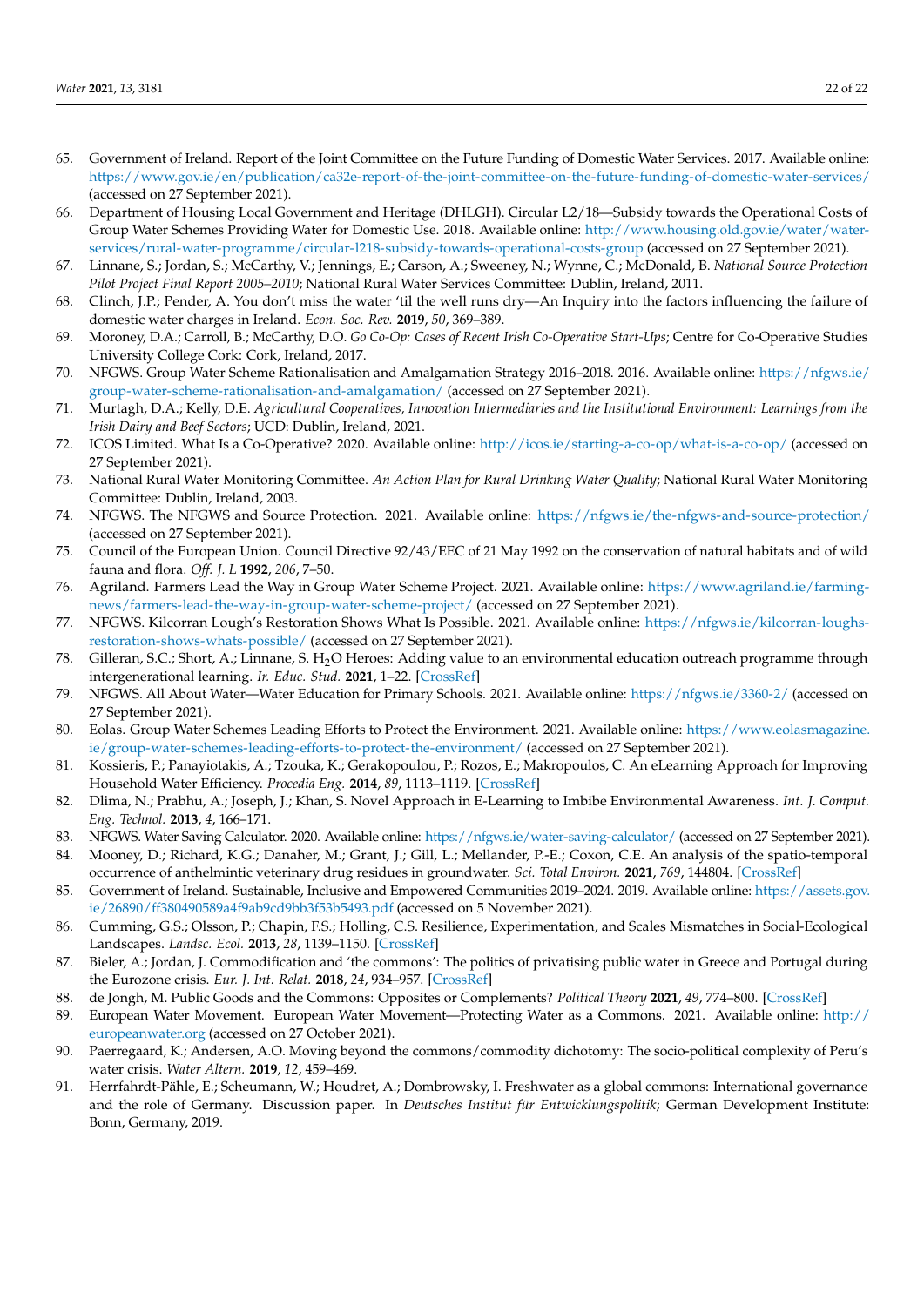65. Government of Ireland. Report of the Joint Committee on the Future Funding of Domestic Water Services. 2017. Available online: https://www.gov.ie/en/publication/ca32e-report-of-the-joint-committee-on-the-future-funding-of-domestic-water-services/ (accessed on 27 September 2021).
66. Department of Housing Local Government and Heritage (DHLGH). Circular L2/18—Subsidy towards the Operational Costs of Group Water Schemes Providing Water for Domestic Use. 2018. Available online: http://www.housing.old.gov.ie/water/water-services/rural-water-programme/circular-l218-subsidy-towards-operational-costs-group (accessed on 27 September 2021).
67. Linnane, S.; Jordan, S.; McCarthy, V.; Jennings, E.; Carson, A.; Sweeney, N.; Wynne, C.; McDonald, B. *National Source Protection Pilot Project Final Report 2005–2010*; National Rural Water Services Committee: Dublin, Ireland, 2011.
68. Clinch, J.P.; Pender, A. You don't miss the water 'til the well runs dry—An Inquiry into the factors influencing the failure of domestic water charges in Ireland. *Econ. Soc. Rev.* **2019**, *50*, 369–389.
69. Moroney, D.A.; Carroll, B.; McCarthy, D.O. *Go Co-Op: Cases of Recent Irish Co-Operative Start-Ups*; Centre for Co-Operative Studies University College Cork: Cork, Ireland, 2017.
70. NFGWS. Group Water Scheme Rationalisation and Amalgamation Strategy 2016–2018. 2016. Available online: https://nfgws.ie/group-water-scheme-rationalisation-and-amalgamation/ (accessed on 27 September 2021).
71. Murtagh, D.A.; Kelly, D.E. *Agricultural Cooperatives, Innovation Intermediaries and the Institutional Environment: Learnings from the Irish Dairy and Beef Sectors*; UCD: Dublin, Ireland, 2021.
72. ICOS Limited. What Is a Co-Operative? 2020. Available online: http://icos.ie/starting-a-co-op/what-is-a-co-op/ (accessed on 27 September 2021).
73. National Rural Water Monitoring Committee. *An Action Plan for Rural Drinking Water Quality*; National Rural Water Monitoring Committee: Dublin, Ireland, 2003.
74. NFGWS. The NFGWS and Source Protection. 2021. Available online: https://nfgws.ie/the-nfgws-and-source-protection/ (accessed on 27 September 2021).
75. Council of the European Union. Council Directive 92/43/EEC of 21 May 1992 on the conservation of natural habitats and of wild fauna and flora. *Off. J. L* **1992**, *206*, 7–50.
76. Agriland. Farmers Lead the Way in Group Water Scheme Project. 2021. Available online: https://www.agriland.ie/farming-news/farmers-lead-the-way-in-group-water-scheme-project/ (accessed on 27 September 2021).
77. NFGWS. Kilcorran Lough's Restoration Shows What Is Possible. 2021. Available online: https://nfgws.ie/kilcorran-loughs-restoration-shows-whats-possible/ (accessed on 27 September 2021).
78. Gilleran, S.C.; Short, A.; Linnane, S. $H_2O$ Heroes: Adding value to an environmental education outreach programme through intergenerational learning. *Ir. Educ. Stud.* **2021**, 1–22. [CrossRef]
79. NFGWS. All About Water—Water Education for Primary Schools. 2021. Available online: https://nfgws.ie/3360-2/ (accessed on 27 September 2021).
80. Eolas. Group Water Schemes Leading Efforts to Protect the Environment. 2021. Available online: https://www.eolasmagazine.ie/group-water-schemes-leading-efforts-to-protect-the-environment/ (accessed on 27 September 2021).
81. Kossieris, P.; Panayiotakis, A.; Tzouka, K.; Gerakopoulou, P.; Rozos, E.; Makropoulos, C. An eLearning Approach for Improving Household Water Efficiency. *Procedia Eng.* **2014**, *89*, 1113–1119. [CrossRef]
82. Dlima, N.; Prabhu, A.; Joseph, J.; Khan, S. Novel Approach in E-Learning to Imbibe Environmental Awareness. *Int. J. Comput. Eng. Technol.* **2013**, *4*, 166–171.
83. NFGWS. Water Saving Calculator. 2020. Available online: https://nfgws.ie/water-saving-calculator/ (accessed on 27 September 2021).
84. Mooney, D.; Richard, K.G.; Danaher, M.; Grant, J.; Gill, L.; Mellander, P.-E.; Coxon, C.E. An analysis of the spatio-temporal occurrence of anthelmintic veterinary drug residues in groundwater. *Sci. Total Environ.* **2021**, *769*, 144804. [CrossRef]
85. Government of Ireland. Sustainable, Inclusive and Empowered Communities 2019–2024. 2019. Available online: https://assets.gov.ie/26890/ff380490589a4f9ab9cd9bb3f53b5493.pdf (accessed on 5 November 2021).
86. Cumming, G.S.; Olsson, P.; Chapin, F.S.; Holling, C.S. Resilience, Experimentation, and Scales Mismatches in Social-Ecological Landscapes. *Landsc. Ecol.* **2013**, *28*, 1139–1150. [CrossRef]
87. Bieler, A.; Jordan, J. Commodification and 'the commons': The politics of privatising public water in Greece and Portugal during the Eurozone crisis. *Eur. J. Int. Relat.* **2018**, *24*, 934–957. [CrossRef]
88. de Jongh, M. Public Goods and the Commons: Opposites or Complements? *Political Theory* **2021**, *49*, 774–800. [CrossRef]
89. European Water Movement. European Water Movement—Protecting Water as a Commons. 2021. Available online: http://europeanwater.org (accessed on 27 October 2021).
90. Paerregaard, K.; Andersen, A.O. Moving beyond the commons/commodity dichotomy: The socio-political complexity of Peru's water crisis. *Water Altern.* **2019**, *12*, 459–469.
91. Herrfahrdt-Pähle, E.; Scheumann, W.; Houdret, A.; Dombrowsky, I. Freshwater as a global commons: International governance and the role of Germany. Discussion paper. In *Deutsches Institut für Entwicklungspolitik*; German Development Institute: Bonn, Germany, 2019.